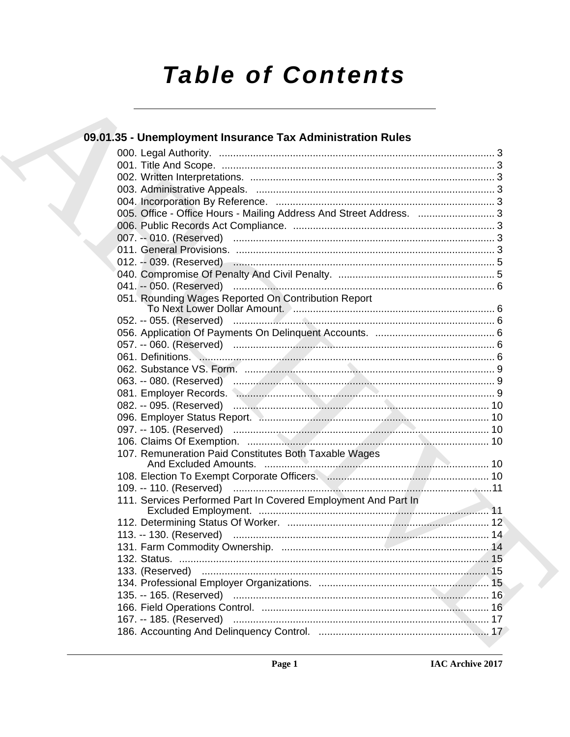# Table of Contents

## 09.01.35 - Unemployment Insurance Tax Administration Rules

000. Legal Authority. ........................................................................................ 3
001. Title And Scope. ........................................................................................ 3
002. Written Interpretations. ............................................................................. 3
003. Administrative Appeals. ............................................................................ 3
004. Incorporation By Reference. ..................................................................... 3
005. Office - Office Hours - Mailing Address And Street Address. ..................... 3
006. Public Records Act Compliance. ............................................................... 3
007. -- 010. (Reserved) .................................................................................... 3
011. General Provisions. ................................................................................... 3
012. -- 039. (Reserved) .................................................................................... 5
040. Compromise Of Penalty And Civil Penalty. ............................................... 5
041. -- 050. (Reserved) .................................................................................... 6
051. Rounding Wages Reported On Contribution Report To Next Lower Dollar Amount. ............................................................... 6
052. -- 055. (Reserved) .................................................................................... 6
056. Application Of Payments On Delinquent Accounts. ................................... 6
057. -- 060. (Reserved) .................................................................................... 6
061. Definitions. ................................................................................................ 6
062. Substance VS. Form. ................................................................................ 9
063. -- 080. (Reserved) .................................................................................... 9
081. Employer Records. .................................................................................... 9
082. -- 095. (Reserved) .................................................................................. 10
096. Employer Status Report. ......................................................................... 10
097. -- 105. (Reserved) .................................................................................. 10
106. Claims Of Exemption. .............................................................................. 10
107. Remuneration Paid Constitutes Both Taxable Wages And Excluded Amounts. ........................................................................ 10
108. Election To Exempt Corporate Officers. .................................................. 10
109. -- 110. (Reserved) .................................................................................. 11
111. Services Performed Part In Covered Employment And Part In Excluded Employment. .......................................................................... 11
112. Determining Status Of Worker. ............................................................... 12
113. -- 130. (Reserved) .................................................................................. 14
131. Farm Commodity Ownership. .................................................................. 14
132. Status. ..................................................................................................... 15
133. (Reserved) .............................................................................................. 15
134. Professional Employer Organizations. ..................................................... 15
135. -- 165. (Reserved) .................................................................................. 16
166. Field Operations Control. ......................................................................... 16
167. -- 185. (Reserved) .................................................................................. 17
186. Accounting And Delinquency Control. ..................................................... 17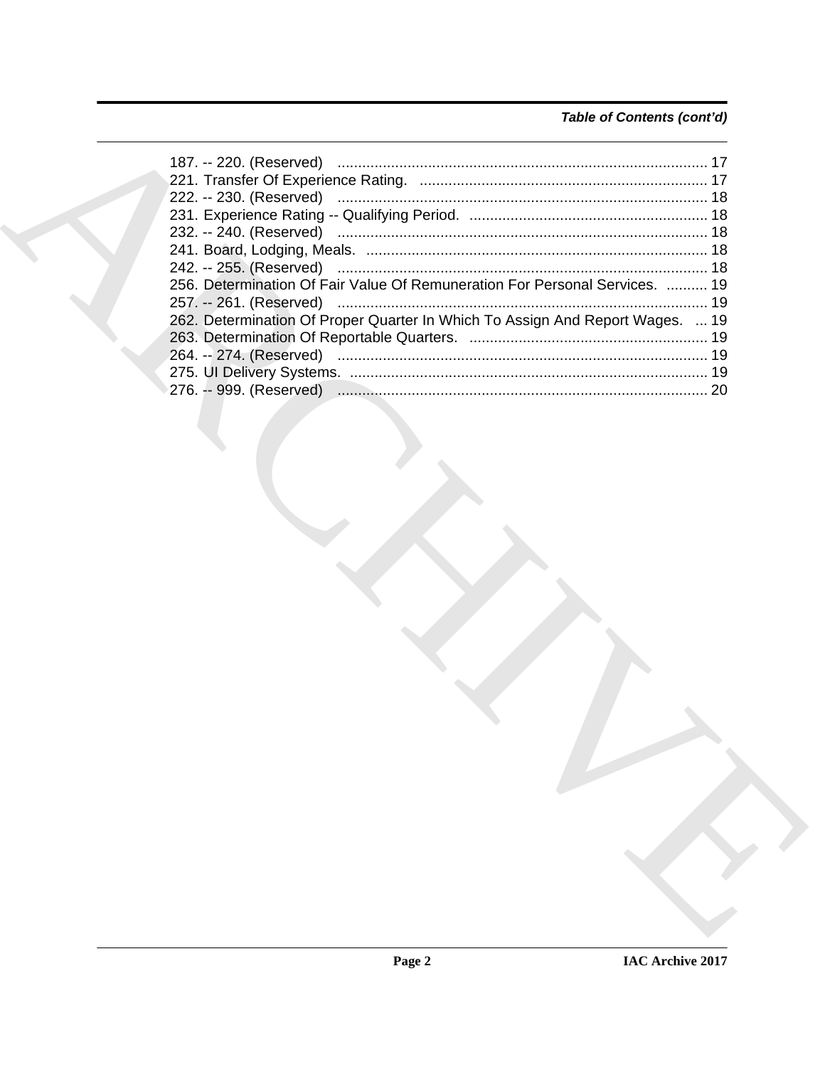*Table of Contents (cont'd)*

187. -- 220. (Reserved) ........................................................................................ 17
221. Transfer Of Experience Rating. ..................................................................... 17
222. -- 230. (Reserved) ........................................................................................ 18
231. Experience Rating -- Qualifying Period. .......................................................... 18
232. -- 240. (Reserved) ........................................................................................ 18
241. Board, Lodging, Meals. .................................................................................. 18
242. -- 255. (Reserved) ........................................................................................ 18
256. Determination Of Fair Value Of Remuneration For Personal Services. .......... 19
257. -- 261. (Reserved) ........................................................................................ 19
262. Determination Of Proper Quarter In Which To Assign And Report Wages. ... 19
263. Determination Of Reportable Quarters. .......................................................... 19
264. -- 274. (Reserved) ........................................................................................ 19
275. UI Delivery Systems. ...................................................................................... 19
276. -- 999. (Reserved) ........................................................................................ 20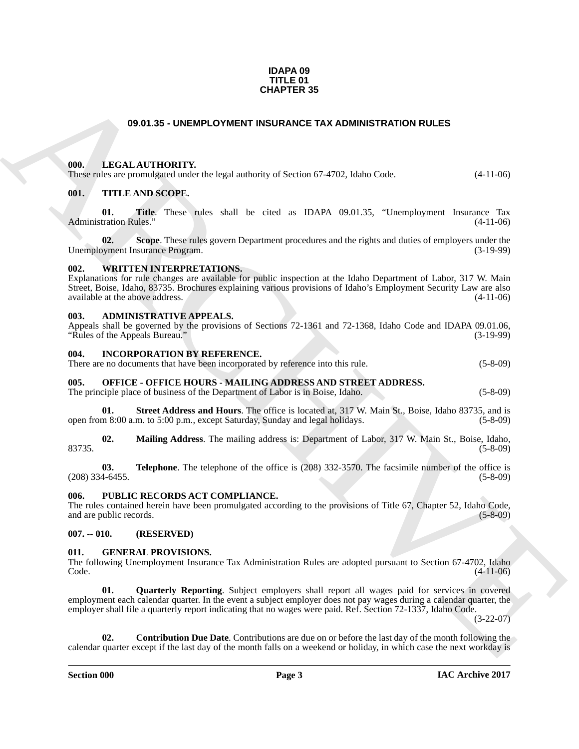# IDAPA 09
# TITLE 01
# CHAPTER 35

## 09.01.35 - UNEMPLOYMENT INSURANCE TAX ADMINISTRATION RULES

### 000. LEGAL AUTHORITY.

These rules are promulgated under the legal authority of Section 67-4702, Idaho Code. (4-11-06)

### 001. TITLE AND SCOPE.

**01. Title**. These rules shall be cited as IDAPA 09.01.35, "Unemployment Insurance Tax Administration Rules." (4-11-06)

**02. Scope**. These rules govern Department procedures and the rights and duties of employers under the Unemployment Insurance Program. (3-19-99)

### 002. WRITTEN INTERPRETATIONS.

Explanations for rule changes are available for public inspection at the Idaho Department of Labor, 317 W. Main Street, Boise, Idaho, 83735. Brochures explaining various provisions of Idaho's Employment Security Law are also available at the above address. (4-11-06)

### 003. ADMINISTRATIVE APPEALS.

Appeals shall be governed by the provisions of Sections 72-1361 and 72-1368, Idaho Code and IDAPA 09.01.06, "Rules of the Appeals Bureau." (3-19-99)

### 004. INCORPORATION BY REFERENCE.

There are no documents that have been incorporated by reference into this rule. (5-8-09)

### 005. OFFICE - OFFICE HOURS - MAILING ADDRESS AND STREET ADDRESS.

The principle place of business of the Department of Labor is in Boise, Idaho. (5-8-09)

**01. Street Address and Hours**. The office is located at, 317 W. Main St., Boise, Idaho 83735, and is open from 8:00 a.m. to 5:00 p.m., except Saturday, Sunday and legal holidays. (5-8-09)

**02. Mailing Address**. The mailing address is: Department of Labor, 317 W. Main St., Boise, Idaho, 83735. (5-8-09)

**03. Telephone**. The telephone of the office is (208) 332-3570. The facsimile number of the office is (208) 334-6455. (5-8-09)

### 006. PUBLIC RECORDS ACT COMPLIANCE.

The rules contained herein have been promulgated according to the provisions of Title 67, Chapter 52, Idaho Code, and are public records. (5-8-09)

### 007. -- 010. (RESERVED)

### 011. GENERAL PROVISIONS.

The following Unemployment Insurance Tax Administration Rules are adopted pursuant to Section 67-4702, Idaho Code. (4-11-06)

**01. Quarterly Reporting**. Subject employers shall report all wages paid for services in covered employment each calendar quarter. In the event a subject employer does not pay wages during a calendar quarter, the employer shall file a quarterly report indicating that no wages were paid. Ref. Section 72-1337, Idaho Code. (3-22-07)

**02. Contribution Due Date**. Contributions are due on or before the last day of the month following the calendar quarter except if the last day of the month falls on a weekend or holiday, in which case the next workday is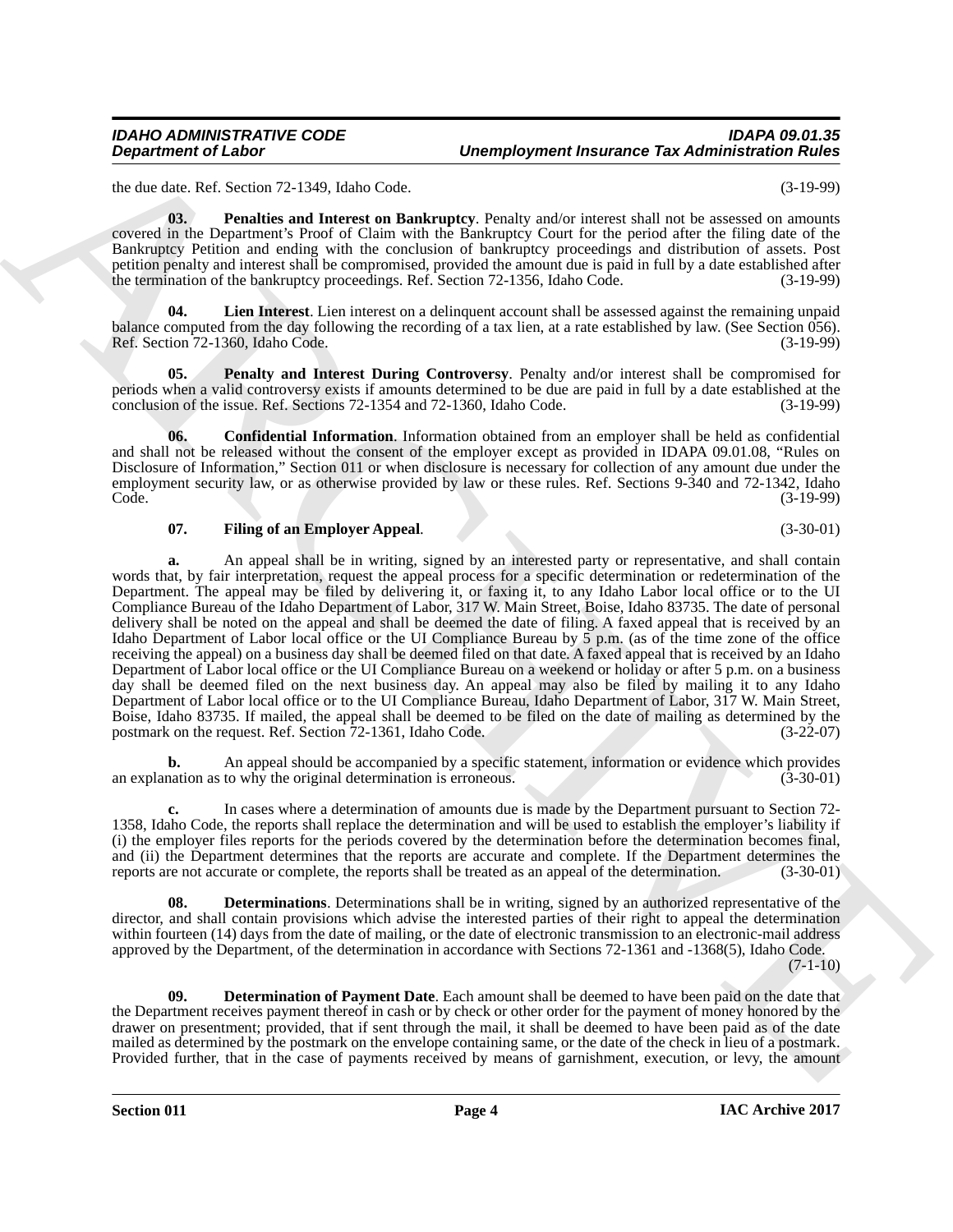the due date. Ref. Section 72-1349, Idaho Code. (3-19-99)

**03. Penalties and Interest on Bankruptcy**. Penalty and/or interest shall not be assessed on amounts covered in the Department's Proof of Claim with the Bankruptcy Court for the period after the filing date of the Bankruptcy Petition and ending with the conclusion of bankruptcy proceedings and distribution of assets. Post petition penalty and interest shall be compromised, provided the amount due is paid in full by a date established after the termination of the bankruptcy proceedings. Ref. Section 72-1356, Idaho Code. (3-19-99)

**04. Lien Interest**. Lien interest on a delinquent account shall be assessed against the remaining unpaid balance computed from the day following the recording of a tax lien, at a rate established by law. (See Section 056). Ref. Section 72-1360, Idaho Code. (3-19-99)

**05. Penalty and Interest During Controversy**. Penalty and/or interest shall be compromised for periods when a valid controversy exists if amounts determined to be due are paid in full by a date established at the conclusion of the issue. Ref. Sections 72-1354 and 72-1360, Idaho Code. (3-19-99)

**06. Confidential Information**. Information obtained from an employer shall be held as confidential and shall not be released without the consent of the employer except as provided in IDAPA 09.01.08, "Rules on Disclosure of Information," Section 011 or when disclosure is necessary for collection of any amount due under the employment security law, or as otherwise provided by law or these rules. Ref. Sections 9-340 and 72-1342, Idaho Code. (3-19-99)

**07. Filing of an Employer Appeal**. (3-30-01)

**a.** An appeal shall be in writing, signed by an interested party or representative, and shall contain words that, by fair interpretation, request the appeal process for a specific determination or redetermination of the Department. The appeal may be filed by delivering it, or faxing it, to any Idaho Labor local office or to the UI Compliance Bureau of the Idaho Department of Labor, 317 W. Main Street, Boise, Idaho 83735. The date of personal delivery shall be noted on the appeal and shall be deemed the date of filing. A faxed appeal that is received by an Idaho Department of Labor local office or the UI Compliance Bureau by 5 p.m. (as of the time zone of the office receiving the appeal) on a business day shall be deemed filed on that date. A faxed appeal that is received by an Idaho Department of Labor local office or the UI Compliance Bureau on a weekend or holiday or after 5 p.m. on a business day shall be deemed filed on the next business day. An appeal may also be filed by mailing it to any Idaho Department of Labor local office or to the UI Compliance Bureau, Idaho Department of Labor, 317 W. Main Street, Boise, Idaho 83735. If mailed, the appeal shall be deemed to be filed on the date of mailing as determined by the postmark on the request. Ref. Section 72-1361, Idaho Code. (3-22-07)

**b.** An appeal should be accompanied by a specific statement, information or evidence which provides an explanation as to why the original determination is erroneous. (3-30-01)

**c.** In cases where a determination of amounts due is made by the Department pursuant to Section 72-1358, Idaho Code, the reports shall replace the determination and will be used to establish the employer's liability if (i) the employer files reports for the periods covered by the determination before the determination becomes final, and (ii) the Department determines that the reports are accurate and complete. If the Department determines the reports are not accurate or complete, the reports shall be treated as an appeal of the determination. (3-30-01)

**08. Determinations**. Determinations shall be in writing, signed by an authorized representative of the director, and shall contain provisions which advise the interested parties of their right to appeal the determination within fourteen (14) days from the date of mailing, or the date of electronic transmission to an electronic-mail address approved by the Department, of the determination in accordance with Sections 72-1361 and -1368(5), Idaho Code. (7-1-10)

**09. Determination of Payment Date**. Each amount shall be deemed to have been paid on the date that the Department receives payment thereof in cash or by check or other order for the payment of money honored by the drawer on presentment; provided, that if sent through the mail, it shall be deemed to have been paid as of the date mailed as determined by the postmark on the envelope containing same, or the date of the check in lieu of a postmark. Provided further, that in the case of payments received by means of garnishment, execution, or levy, the amount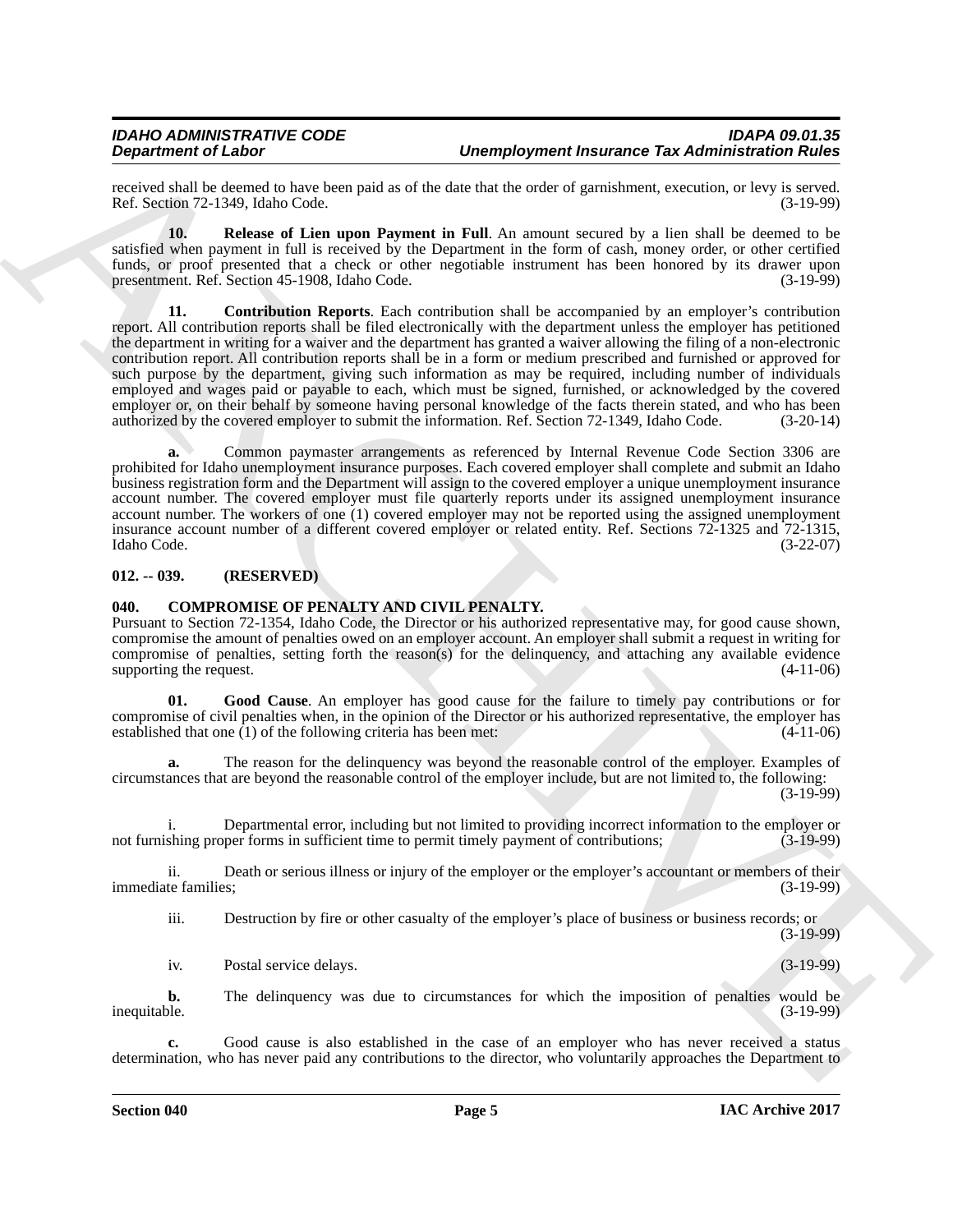received shall be deemed to have been paid as of the date that the order of garnishment, execution, or levy is served. Ref. Section 72-1349, Idaho Code. (3-19-99)

**10. Release of Lien upon Payment in Full**. An amount secured by a lien shall be deemed to be satisfied when payment in full is received by the Department in the form of cash, money order, or other certified funds, or proof presented that a check or other negotiable instrument has been honored by its drawer upon presentment. Ref. Section 45-1908, Idaho Code. (3-19-99)

**11. Contribution Reports**. Each contribution shall be accompanied by an employer's contribution report. All contribution reports shall be filed electronically with the department unless the employer has petitioned the department in writing for a waiver and the department has granted a waiver allowing the filing of a non-electronic contribution report. All contribution reports shall be in a form or medium prescribed and furnished or approved for such purpose by the department, giving such information as may be required, including number of individuals employed and wages paid or payable to each, which must be signed, furnished, or acknowledged by the covered employer or, on their behalf by someone having personal knowledge of the facts therein stated, and who has been authorized by the covered employer to submit the information. Ref. Section 72-1349, Idaho Code. (3-20-14)

**a.** Common paymaster arrangements as referenced by Internal Revenue Code Section 3306 are prohibited for Idaho unemployment insurance purposes. Each covered employer shall complete and submit an Idaho business registration form and the Department will assign to the covered employer a unique unemployment insurance account number. The covered employer must file quarterly reports under its assigned unemployment insurance account number. The workers of one (1) covered employer may not be reported using the assigned unemployment insurance account number of a different covered employer or related entity. Ref. Sections 72-1325 and 72-1315, Idaho Code. (3-22-07)

**012. -- 039. (RESERVED)**

**040. COMPROMISE OF PENALTY AND CIVIL PENALTY.**

Pursuant to Section 72-1354, Idaho Code, the Director or his authorized representative may, for good cause shown, compromise the amount of penalties owed on an employer account. An employer shall submit a request in writing for compromise of penalties, setting forth the reason(s) for the delinquency, and attaching any available evidence supporting the request. (4-11-06)

**01. Good Cause**. An employer has good cause for the failure to timely pay contributions or for compromise of civil penalties when, in the opinion of the Director or his authorized representative, the employer has established that one (1) of the following criteria has been met: (4-11-06)

**a.** The reason for the delinquency was beyond the reasonable control of the employer. Examples of circumstances that are beyond the reasonable control of the employer include, but are not limited to, the following: (3-19-99)

i. Departmental error, including but not limited to providing incorrect information to the employer or not furnishing proper forms in sufficient time to permit timely payment of contributions; (3-19-99)

ii. Death or serious illness or injury of the employer or the employer's accountant or members of their immediate families; (3-19-99)

iii. Destruction by fire or other casualty of the employer's place of business or business records; or (3-19-99)

iv. Postal service delays. (3-19-99)

**b.** The delinquency was due to circumstances for which the imposition of penalties would be inequitable. (3-19-99)

**c.** Good cause is also established in the case of an employer who has never received a status determination, who has never paid any contributions to the director, who voluntarily approaches the Department to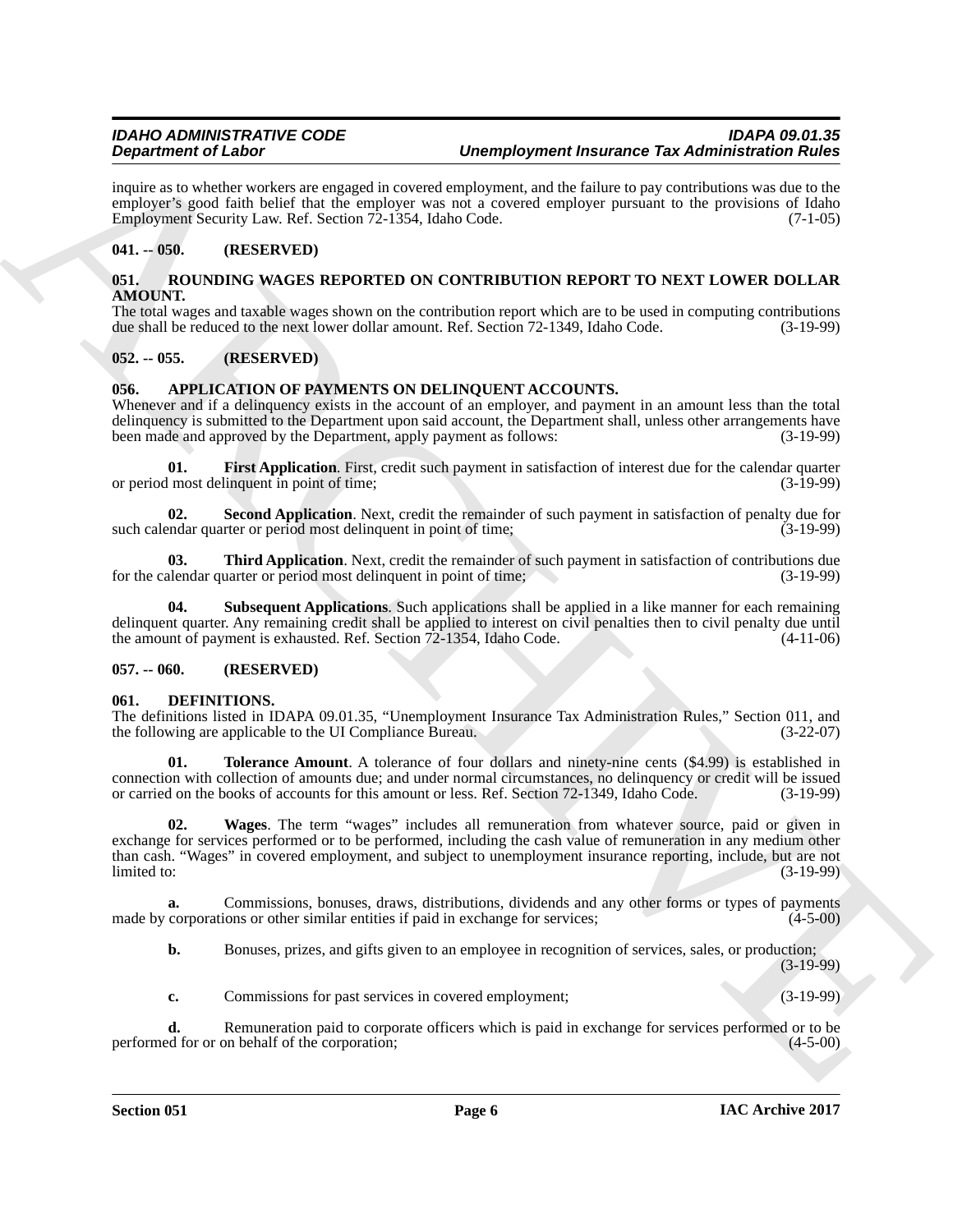inquire as to whether workers are engaged in covered employment, and the failure to pay contributions was due to the employer's good faith belief that the employer was not a covered employer pursuant to the provisions of Idaho Employment Security Law. Ref. Section 72-1354, Idaho Code. (7-1-05)

### 041. -- 050. (RESERVED)

### 051. ROUNDING WAGES REPORTED ON CONTRIBUTION REPORT TO NEXT LOWER DOLLAR AMOUNT.

The total wages and taxable wages shown on the contribution report which are to be used in computing contributions due shall be reduced to the next lower dollar amount. Ref. Section 72-1349, Idaho Code. (3-19-99)

### 052. -- 055. (RESERVED)

### 056. APPLICATION OF PAYMENTS ON DELINQUENT ACCOUNTS.

Whenever and if a delinquency exists in the account of an employer, and payment in an amount less than the total delinquency is submitted to the Department upon said account, the Department shall, unless other arrangements have been made and approved by the Department, apply payment as follows: (3-19-99)

**01. First Application**. First, credit such payment in satisfaction of interest due for the calendar quarter or period most delinquent in point of time; (3-19-99)

**02. Second Application**. Next, credit the remainder of such payment in satisfaction of penalty due for such calendar quarter or period most delinquent in point of time; (3-19-99)

**03. Third Application**. Next, credit the remainder of such payment in satisfaction of contributions due for the calendar quarter or period most delinquent in point of time; (3-19-99)

**04. Subsequent Applications**. Such applications shall be applied in a like manner for each remaining delinquent quarter. Any remaining credit shall be applied to interest on civil penalties then to civil penalty due until the amount of payment is exhausted. Ref. Section 72-1354, Idaho Code. (4-11-06)

### 057. -- 060. (RESERVED)

### 061. DEFINITIONS.

The definitions listed in IDAPA 09.01.35, "Unemployment Insurance Tax Administration Rules," Section 011, and the following are applicable to the UI Compliance Bureau. (3-22-07)

**01. Tolerance Amount**. A tolerance of four dollars and ninety-nine cents ($4.99) is established in connection with collection of amounts due; and under normal circumstances, no delinquency or credit will be issued or carried on the books of accounts for this amount or less. Ref. Section 72-1349, Idaho Code. (3-19-99)

**02. Wages**. The term "wages" includes all remuneration from whatever source, paid or given in exchange for services performed or to be performed, including the cash value of remuneration in any medium other than cash. "Wages" in covered employment, and subject to unemployment insurance reporting, include, but are not limited to: (3-19-99)

**a.** Commissions, bonuses, draws, distributions, dividends and any other forms or types of payments made by corporations or other similar entities if paid in exchange for services; (4-5-00)

**b.** Bonuses, prizes, and gifts given to an employee in recognition of services, sales, or production; (3-19-99)

**c.** Commissions for past services in covered employment; (3-19-99)

**d.** Remuneration paid to corporate officers which is paid in exchange for services performed or to be performed for or on behalf of the corporation; (4-5-00)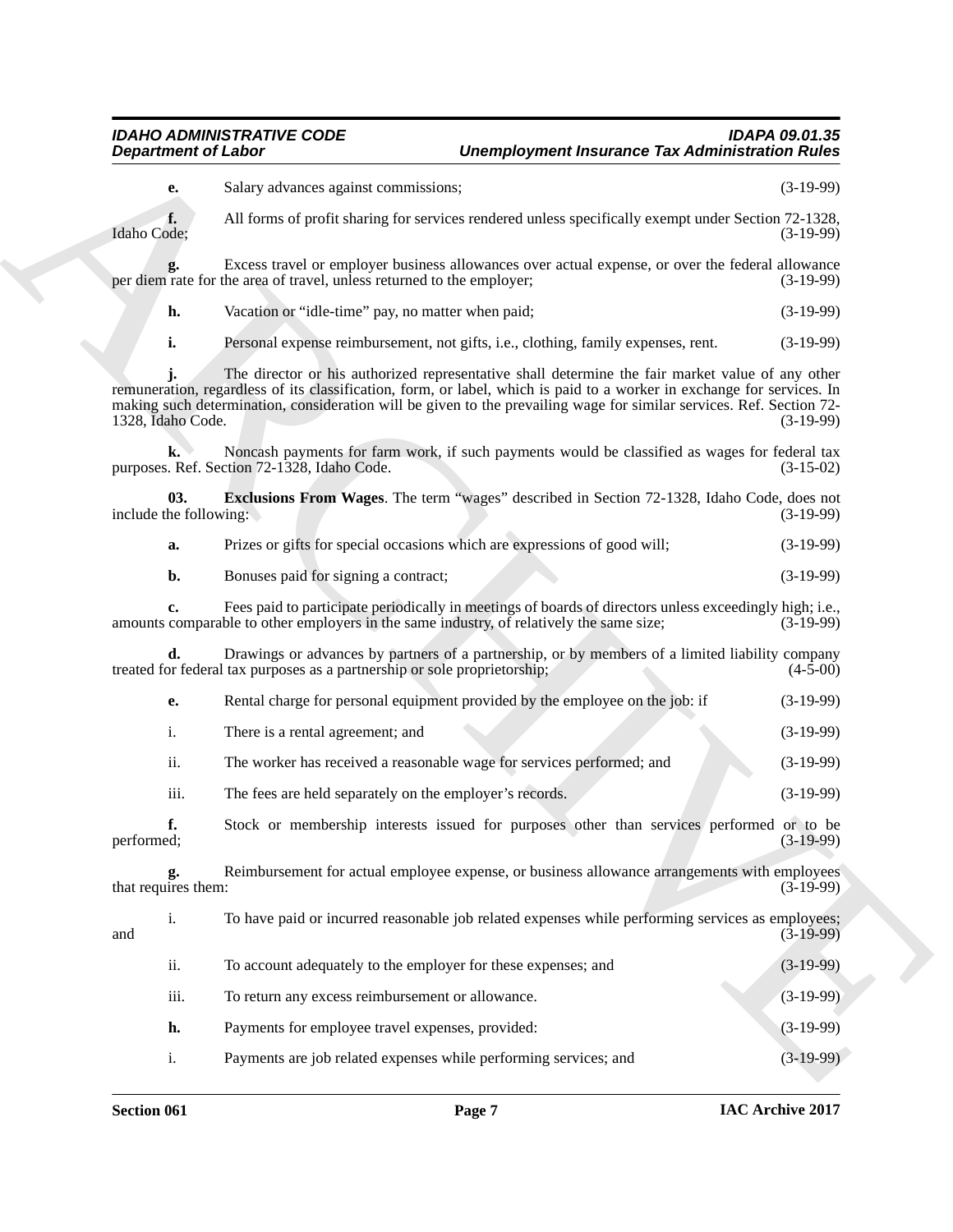**e.** Salary advances against commissions; (3-19-99)

**f.** All forms of profit sharing for services rendered unless specifically exempt under Section 72-1328, Idaho Code; (3-19-99)

**g.** Excess travel or employer business allowances over actual expense, or over the federal allowance per diem rate for the area of travel, unless returned to the employer; (3-19-99)

**h.** Vacation or "idle-time" pay, no matter when paid; (3-19-99)

**i.** Personal expense reimbursement, not gifts, i.e., clothing, family expenses, rent. (3-19-99)

**j.** The director or his authorized representative shall determine the fair market value of any other remuneration, regardless of its classification, form, or label, which is paid to a worker in exchange for services. In making such determination, consideration will be given to the prevailing wage for similar services. Ref. Section 72-1328, Idaho Code. (3-19-99)

**k.** Noncash payments for farm work, if such payments would be classified as wages for federal tax purposes. Ref. Section 72-1328, Idaho Code. (3-15-02)

**03. Exclusions From Wages**. The term "wages" described in Section 72-1328, Idaho Code, does not include the following: (3-19-99)

**a.** Prizes or gifts for special occasions which are expressions of good will; (3-19-99)

**b.** Bonuses paid for signing a contract; (3-19-99)

**c.** Fees paid to participate periodically in meetings of boards of directors unless exceedingly high; i.e., amounts comparable to other employers in the same industry, of relatively the same size; (3-19-99)

**d.** Drawings or advances by partners of a partnership, or by members of a limited liability company treated for federal tax purposes as a partnership or sole proprietorship; (4-5-00)

**e.** Rental charge for personal equipment provided by the employee on the job: if (3-19-99)

i. There is a rental agreement; and (3-19-99)

ii. The worker has received a reasonable wage for services performed; and (3-19-99)

iii. The fees are held separately on the employer's records. (3-19-99)

**f.** Stock or membership interests issued for purposes other than services performed or to be performed; (3-19-99)

**g.** Reimbursement for actual employee expense, or business allowance arrangements with employees that requires them: (3-19-99)

i. To have paid or incurred reasonable job related expenses while performing services as employees; and (3-19-99)

ii. To account adequately to the employer for these expenses; and (3-19-99)

iii. To return any excess reimbursement or allowance. (3-19-99)

**h.** Payments for employee travel expenses, provided: (3-19-99)

i. Payments are job related expenses while performing services; and (3-19-99)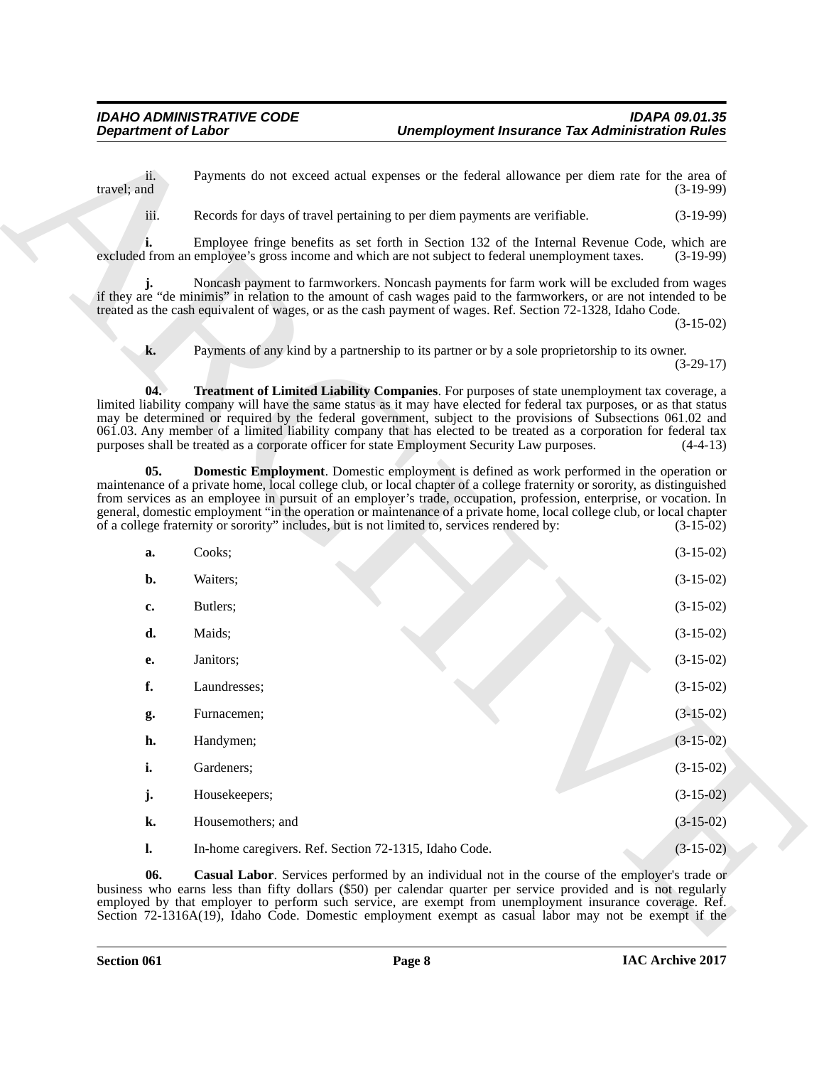ii. Payments do not exceed actual expenses or the federal allowance per diem rate for the area of travel; and (3-19-99)

iii. Records for days of travel pertaining to per diem payments are verifiable. (3-19-99)

**i.** Employee fringe benefits as set forth in Section 132 of the Internal Revenue Code, which are excluded from an employee's gross income and which are not subject to federal unemployment taxes. (3-19-99)

**j.** Noncash payment to farmworkers. Noncash payments for farm work will be excluded from wages if they are "de minimis" in relation to the amount of cash wages paid to the farmworkers, or are not intended to be treated as the cash equivalent of wages, or as the cash payment of wages. Ref. Section 72-1328, Idaho Code. (3-15-02)

**k.** Payments of any kind by a partnership to its partner or by a sole proprietorship to its owner. (3-29-17)

**04. Treatment of Limited Liability Companies**. For purposes of state unemployment tax coverage, a limited liability company will have the same status as it may have elected for federal tax purposes, or as that status may be determined or required by the federal government, subject to the provisions of Subsections 061.02 and 061.03. Any member of a limited liability company that has elected to be treated as a corporation for federal tax purposes shall be treated as a corporate officer for state Employment Security Law purposes. (4-4-13)

**05. Domestic Employment**. Domestic employment is defined as work performed in the operation or maintenance of a private home, local college club, or local chapter of a college fraternity or sorority, as distinguished from services as an employee in pursuit of an employer's trade, occupation, profession, enterprise, or vocation. In general, domestic employment "in the operation or maintenance of a private home, local college club, or local chapter of a college fraternity or sorority" includes, but is not limited to, services rendered by: (3-15-02)

**a.** Cooks; (3-15-02)

**b.** Waiters; (3-15-02)

**c.** Butlers; (3-15-02)

**d.** Maids; (3-15-02)

**e.** Janitors; (3-15-02)

**f.** Laundresses; (3-15-02)

**g.** Furnacemen; (3-15-02)

**h.** Handymen; (3-15-02)

**i.** Gardeners; (3-15-02)

**j.** Housekeepers; (3-15-02)

**k.** Housemothers; and (3-15-02)

**l.** In-home caregivers. Ref. Section 72-1315, Idaho Code. (3-15-02)

**06. Casual Labor**. Services performed by an individual not in the course of the employer's trade or business who earns less than fifty dollars ($50) per calendar quarter per service provided and is not regularly employed by that employer to perform such service, are exempt from unemployment insurance coverage. Ref. Section 72-1316A(19), Idaho Code. Domestic employment exempt as casual labor may not be exempt if the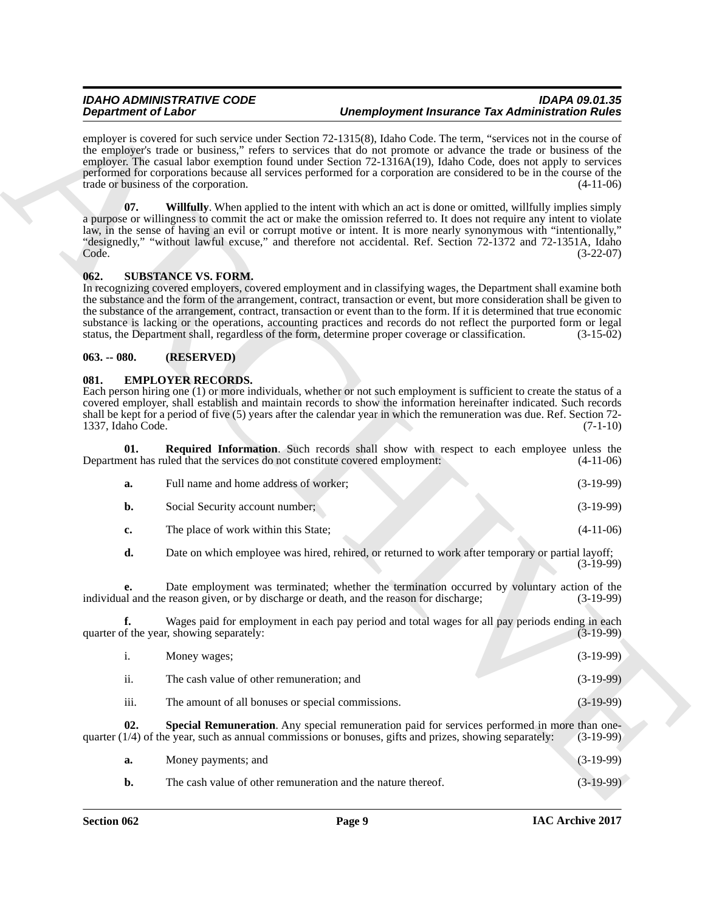employer is covered for such service under Section 72-1315(8), Idaho Code. The term, "services not in the course of the employer's trade or business," refers to services that do not promote or advance the trade or business of the employer. The casual labor exemption found under Section 72-1316A(19), Idaho Code, does not apply to services performed for corporations because all services performed for a corporation are considered to be in the course of the trade or business of the corporation. (4-11-06)

**07. Willfully**. When applied to the intent with which an act is done or omitted, willfully implies simply a purpose or willingness to commit the act or make the omission referred to. It does not require any intent to violate law, in the sense of having an evil or corrupt motive or intent. It is more nearly synonymous with "intentionally," "designedly," "without lawful excuse," and therefore not accidental. Ref. Section 72-1372 and 72-1351A, Idaho Code. (3-22-07)

## 062. SUBSTANCE VS. FORM.

In recognizing covered employers, covered employment and in classifying wages, the Department shall examine both the substance and the form of the arrangement, contract, transaction or event, but more consideration shall be given to the substance of the arrangement, contract, transaction or event than to the form. If it is determined that true economic substance is lacking or the operations, accounting practices and records do not reflect the purported form or legal status, the Department shall, regardless of the form, determine proper coverage or classification. (3-15-02)

## 063. -- 080. (RESERVED)

## 081. EMPLOYER RECORDS.

Each person hiring one (1) or more individuals, whether or not such employment is sufficient to create the status of a covered employer, shall establish and maintain records to show the information hereinafter indicated. Such records shall be kept for a period of five (5) years after the calendar year in which the remuneration was due. Ref. Section 72-1337, Idaho Code. (7-1-10)

**01. Required Information**. Such records shall show with respect to each employee unless the Department has ruled that the services do not constitute covered employment: (4-11-06)

**a.** Full name and home address of worker; (3-19-99)

**b.** Social Security account number; (3-19-99)

**c.** The place of work within this State; (4-11-06)

**d.** Date on which employee was hired, rehired, or returned to work after temporary or partial layoff; (3-19-99)

**e.** Date employment was terminated; whether the termination occurred by voluntary action of the individual and the reason given, or by discharge or death, and the reason for discharge; (3-19-99)

**f.** Wages paid for employment in each pay period and total wages for all pay periods ending in each quarter of the year, showing separately: (3-19-99)

i. Money wages; (3-19-99)

ii. The cash value of other remuneration; and (3-19-99)

iii. The amount of all bonuses or special commissions. (3-19-99)

**02. Special Remuneration**. Any special remuneration paid for services performed in more than one-quarter (1/4) of the year, such as annual commissions or bonuses, gifts and prizes, showing separately: (3-19-99)

**a.** Money payments; and (3-19-99)

**b.** The cash value of other remuneration and the nature thereof. (3-19-99)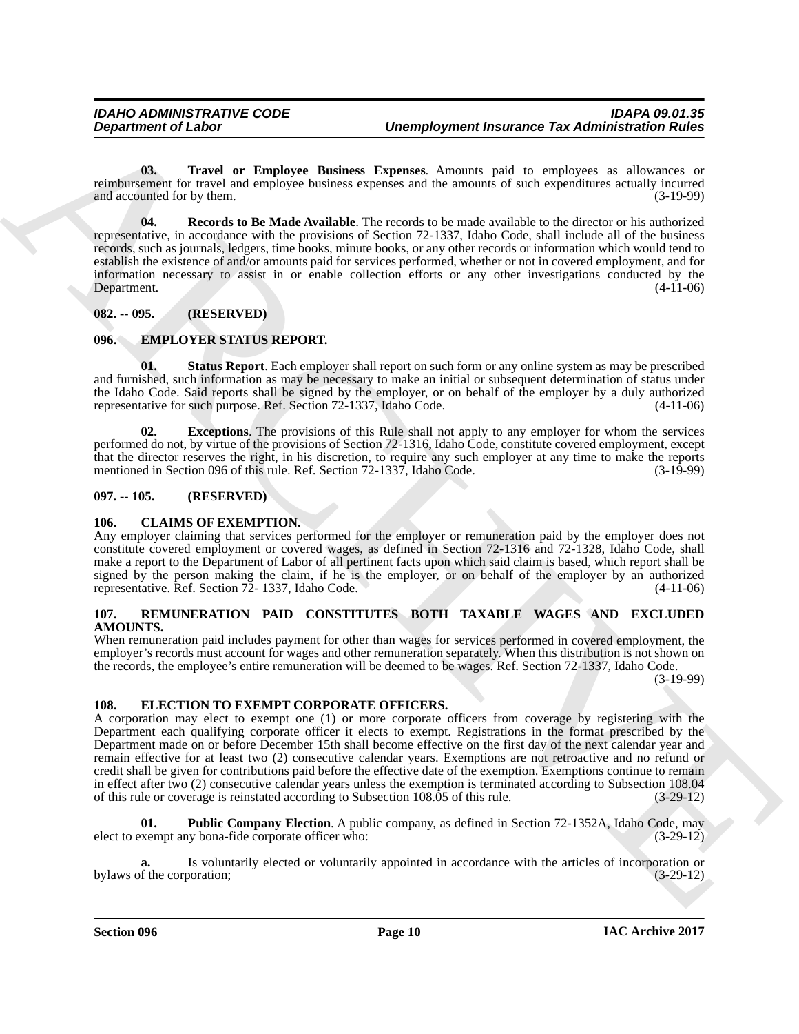**03. Travel or Employee Business Expenses**. Amounts paid to employees as allowances or reimbursement for travel and employee business expenses and the amounts of such expenditures actually incurred and accounted for by them. (3-19-99)

**04. Records to Be Made Available**. The records to be made available to the director or his authorized representative, in accordance with the provisions of Section 72-1337, Idaho Code, shall include all of the business records, such as journals, ledgers, time books, minute books, or any other records or information which would tend to establish the existence of and/or amounts paid for services performed, whether or not in covered employment, and for information necessary to assist in or enable collection efforts or any other investigations conducted by the Department. (4-11-06)

## 082. -- 095. (RESERVED)

## 096. EMPLOYER STATUS REPORT.

**01. Status Report**. Each employer shall report on such form or any online system as may be prescribed and furnished, such information as may be necessary to make an initial or subsequent determination of status under the Idaho Code. Said reports shall be signed by the employer, or on behalf of the employer by a duly authorized representative for such purpose. Ref. Section 72-1337, Idaho Code. (4-11-06)

**02. Exceptions**. The provisions of this Rule shall not apply to any employer for whom the services performed do not, by virtue of the provisions of Section 72-1316, Idaho Code, constitute covered employment, except that the director reserves the right, in his discretion, to require any such employer at any time to make the reports mentioned in Section 096 of this rule. Ref. Section 72-1337, Idaho Code. (3-19-99)

## 097. -- 105. (RESERVED)

## 106. CLAIMS OF EXEMPTION.

Any employer claiming that services performed for the employer or remuneration paid by the employer does not constitute covered employment or covered wages, as defined in Section 72-1316 and 72-1328, Idaho Code, shall make a report to the Department of Labor of all pertinent facts upon which said claim is based, which report shall be signed by the person making the claim, if he is the employer, or on behalf of the employer by an authorized representative. Ref. Section 72- 1337, Idaho Code. (4-11-06)

## 107. REMUNERATION PAID CONSTITUTES BOTH TAXABLE WAGES AND EXCLUDED AMOUNTS.

When remuneration paid includes payment for other than wages for services performed in covered employment, the employer's records must account for wages and other remuneration separately. When this distribution is not shown on the records, the employee's entire remuneration will be deemed to be wages. Ref. Section 72-1337, Idaho Code. (3-19-99)

## 108. ELECTION TO EXEMPT CORPORATE OFFICERS.

A corporation may elect to exempt one (1) or more corporate officers from coverage by registering with the Department each qualifying corporate officer it elects to exempt. Registrations in the format prescribed by the Department made on or before December 15th shall become effective on the first day of the next calendar year and remain effective for at least two (2) consecutive calendar years. Exemptions are not retroactive and no refund or credit shall be given for contributions paid before the effective date of the exemption. Exemptions continue to remain in effect after two (2) consecutive calendar years unless the exemption is terminated according to Subsection 108.04 of this rule or coverage is reinstated according to Subsection 108.05 of this rule. (3-29-12)

**01. Public Company Election**. A public company, as defined in Section 72-1352A, Idaho Code, may elect to exempt any bona-fide corporate officer who: (3-29-12)

**a.** Is voluntarily elected or voluntarily appointed in accordance with the articles of incorporation or bylaws of the corporation; (3-29-12)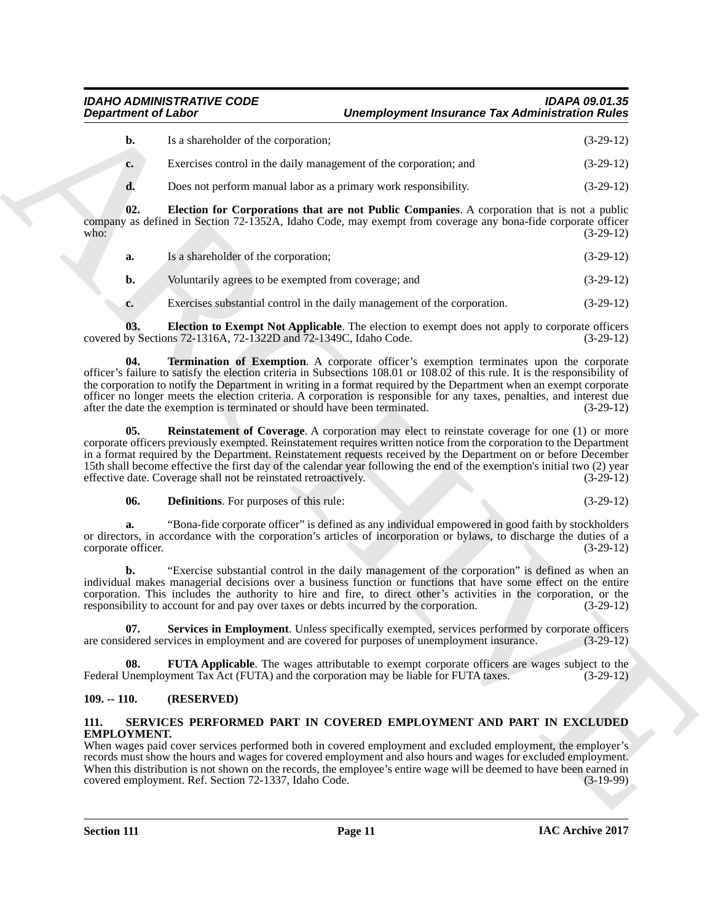**b.** Is a shareholder of the corporation; (3-29-12)

**c.** Exercises control in the daily management of the corporation; and (3-29-12)

**d.** Does not perform manual labor as a primary work responsibility. (3-29-12)

**02. Election for Corporations that are not Public Companies**. A corporation that is not a public company as defined in Section 72-1352A, Idaho Code, may exempt from coverage any bona-fide corporate officer who: (3-29-12)

**a.** Is a shareholder of the corporation; (3-29-12)

**b.** Voluntarily agrees to be exempted from coverage; and (3-29-12)

**c.** Exercises substantial control in the daily management of the corporation. (3-29-12)

**03. Election to Exempt Not Applicable**. The election to exempt does not apply to corporate officers covered by Sections 72-1316A, 72-1322D and 72-1349C, Idaho Code. (3-29-12)

**04. Termination of Exemption**. A corporate officer's exemption terminates upon the corporate officer's failure to satisfy the election criteria in Subsections 108.01 or 108.02 of this rule. It is the responsibility of the corporation to notify the Department in writing in a format required by the Department when an exempt corporate officer no longer meets the election criteria. A corporation is responsible for any taxes, penalties, and interest due after the date the exemption is terminated or should have been terminated. (3-29-12)

**05. Reinstatement of Coverage**. A corporation may elect to reinstate coverage for one (1) or more corporate officers previously exempted. Reinstatement requires written notice from the corporation to the Department in a format required by the Department. Reinstatement requests received by the Department on or before December 15th shall become effective the first day of the calendar year following the end of the exemption's initial two (2) year effective date. Coverage shall not be reinstated retroactively. (3-29-12)

**06. Definitions**. For purposes of this rule: (3-29-12)

**a.** "Bona-fide corporate officer" is defined as any individual empowered in good faith by stockholders or directors, in accordance with the corporation's articles of incorporation or bylaws, to discharge the duties of a corporate officer. (3-29-12)

**b.** "Exercise substantial control in the daily management of the corporation" is defined as when an individual makes managerial decisions over a business function or functions that have some effect on the entire corporation. This includes the authority to hire and fire, to direct other's activities in the corporation, or the responsibility to account for and pay over taxes or debts incurred by the corporation. (3-29-12)

**07. Services in Employment**. Unless specifically exempted, services performed by corporate officers are considered services in employment and are covered for purposes of unemployment insurance. (3-29-12)

**08. FUTA Applicable**. The wages attributable to exempt corporate officers are wages subject to the Federal Unemployment Tax Act (FUTA) and the corporation may be liable for FUTA taxes. (3-29-12)

## 109. -- 110. (RESERVED)

## 111. SERVICES PERFORMED PART IN COVERED EMPLOYMENT AND PART IN EXCLUDED EMPLOYMENT.

When wages paid cover services performed both in covered employment and excluded employment, the employer's records must show the hours and wages for covered employment and also hours and wages for excluded employment. When this distribution is not shown on the records, the employee's entire wage will be deemed to have been earned in covered employment. Ref. Section 72-1337, Idaho Code. (3-19-99)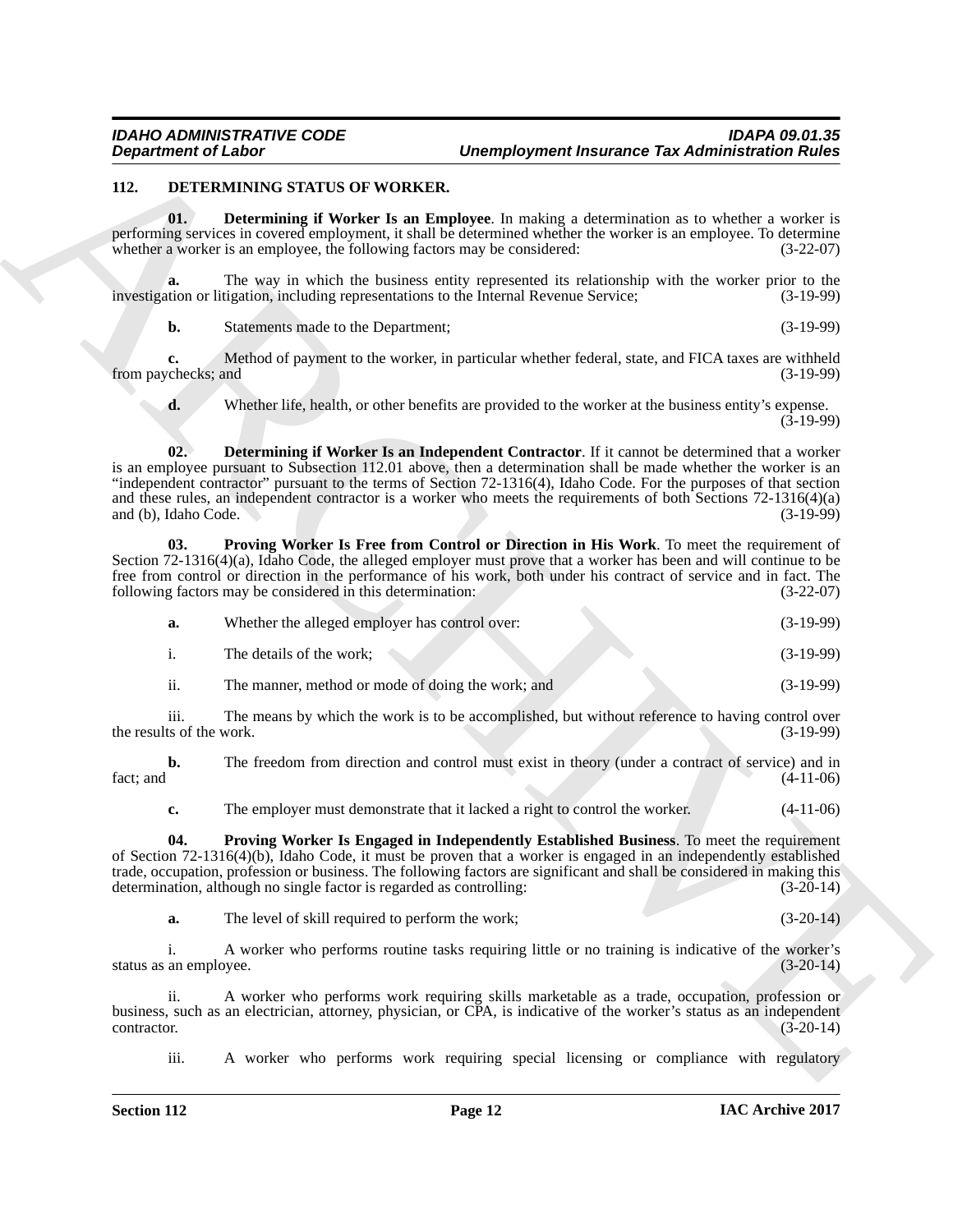## 112. DETERMINING STATUS OF WORKER.

**01. Determining if Worker Is an Employee**. In making a determination as to whether a worker is performing services in covered employment, it shall be determined whether the worker is an employee. To determine whether a worker is an employee, the following factors may be considered: (3-22-07)

**a.** The way in which the business entity represented its relationship with the worker prior to the investigation or litigation, including representations to the Internal Revenue Service; (3-19-99)

**b.** Statements made to the Department; (3-19-99)

**c.** Method of payment to the worker, in particular whether federal, state, and FICA taxes are withheld from paychecks; and (3-19-99)

**d.** Whether life, health, or other benefits are provided to the worker at the business entity's expense. (3-19-99)

**02. Determining if Worker Is an Independent Contractor**. If it cannot be determined that a worker is an employee pursuant to Subsection 112.01 above, then a determination shall be made whether the worker is an "independent contractor" pursuant to the terms of Section 72-1316(4), Idaho Code. For the purposes of that section and these rules, an independent contractor is a worker who meets the requirements of both Sections 72-1316(4)(a) and (b), Idaho Code. (3-19-99)

**03. Proving Worker Is Free from Control or Direction in His Work**. To meet the requirement of Section 72-1316(4)(a), Idaho Code, the alleged employer must prove that a worker has been and will continue to be free from control or direction in the performance of his work, both under his contract of service and in fact. The following factors may be considered in this determination: (3-22-07)

**a.** Whether the alleged employer has control over: (3-19-99)

i. The details of the work; (3-19-99)

ii. The manner, method or mode of doing the work; and (3-19-99)

iii. The means by which the work is to be accomplished, but without reference to having control over the results of the work. (3-19-99)

**b.** The freedom from direction and control must exist in theory (under a contract of service) and in fact; and (4-11-06)

**c.** The employer must demonstrate that it lacked a right to control the worker. (4-11-06)

**04. Proving Worker Is Engaged in Independently Established Business**. To meet the requirement of Section 72-1316(4)(b), Idaho Code, it must be proven that a worker is engaged in an independently established trade, occupation, profession or business. The following factors are significant and shall be considered in making this determination, although no single factor is regarded as controlling: (3-20-14)

**a.** The level of skill required to perform the work; (3-20-14)

i. A worker who performs routine tasks requiring little or no training is indicative of the worker's status as an employee. (3-20-14)

ii. A worker who performs work requiring skills marketable as a trade, occupation, profession or business, such as an electrician, attorney, physician, or CPA, is indicative of the worker's status as an independent contractor. (3-20-14)

iii. A worker who performs work requiring special licensing or compliance with regulatory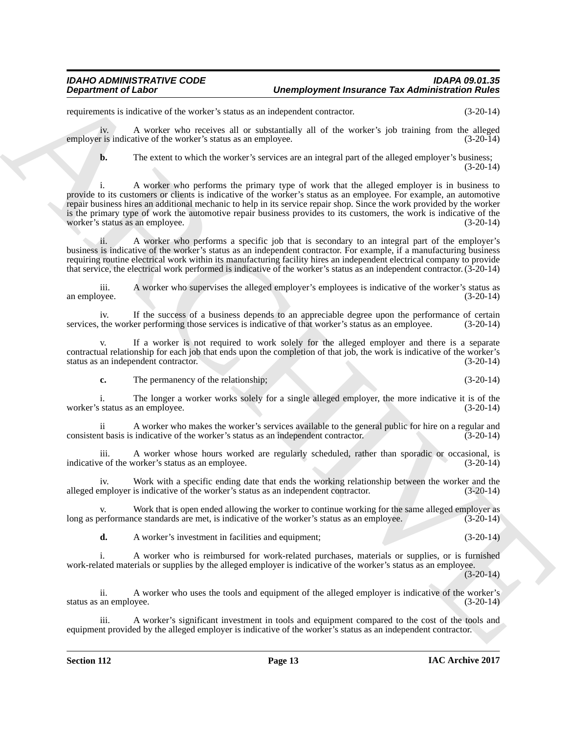requirements is indicative of the worker's status as an independent contractor. (3-20-14)

iv. A worker who receives all or substantially all of the worker's job training from the alleged employer is indicative of the worker's status as an employee. (3-20-14)

**b.** The extent to which the worker's services are an integral part of the alleged employer's business; (3-20-14)

i. A worker who performs the primary type of work that the alleged employer is in business to provide to its customers or clients is indicative of the worker's status as an employee. For example, an automotive repair business hires an additional mechanic to help in its service repair shop. Since the work provided by the worker is the primary type of work the automotive repair business provides to its customers, the work is indicative of the worker's status as an employee. (3-20-14)

ii. A worker who performs a specific job that is secondary to an integral part of the employer's business is indicative of the worker's status as an independent contractor. For example, if a manufacturing business requiring routine electrical work within its manufacturing facility hires an independent electrical company to provide that service, the electrical work performed is indicative of the worker's status as an independent contractor. (3-20-14)

iii. A worker who supervises the alleged employer's employees is indicative of the worker's status as an employee. (3-20-14)

iv. If the success of a business depends to an appreciable degree upon the performance of certain services, the worker performing those services is indicative of that worker's status as an employee. (3-20-14)

v. If a worker is not required to work solely for the alleged employer and there is a separate contractual relationship for each job that ends upon the completion of that job, the work is indicative of the worker's status as an independent contractor. (3-20-14)

**c.** The permanency of the relationship; (3-20-14)

i. The longer a worker works solely for a single alleged employer, the more indicative it is of the worker's status as an employee. (3-20-14)

ii A worker who makes the worker's services available to the general public for hire on a regular and consistent basis is indicative of the worker's status as an independent contractor. (3-20-14)

iii. A worker whose hours worked are regularly scheduled, rather than sporadic or occasional, is indicative of the worker's status as an employee. (3-20-14)

iv. Work with a specific ending date that ends the working relationship between the worker and the alleged employer is indicative of the worker's status as an independent contractor. (3-20-14)

v. Work that is open ended allowing the worker to continue working for the same alleged employer as long as performance standards are met, is indicative of the worker's status as an employee. (3-20-14)

**d.** A worker's investment in facilities and equipment; (3-20-14)

i. A worker who is reimbursed for work-related purchases, materials or supplies, or is furnished work-related materials or supplies by the alleged employer is indicative of the worker's status as an employee. (3-20-14)

ii. A worker who uses the tools and equipment of the alleged employer is indicative of the worker's status as an employee. (3-20-14)

iii. A worker's significant investment in tools and equipment compared to the cost of the tools and equipment provided by the alleged employer is indicative of the worker's status as an independent contractor.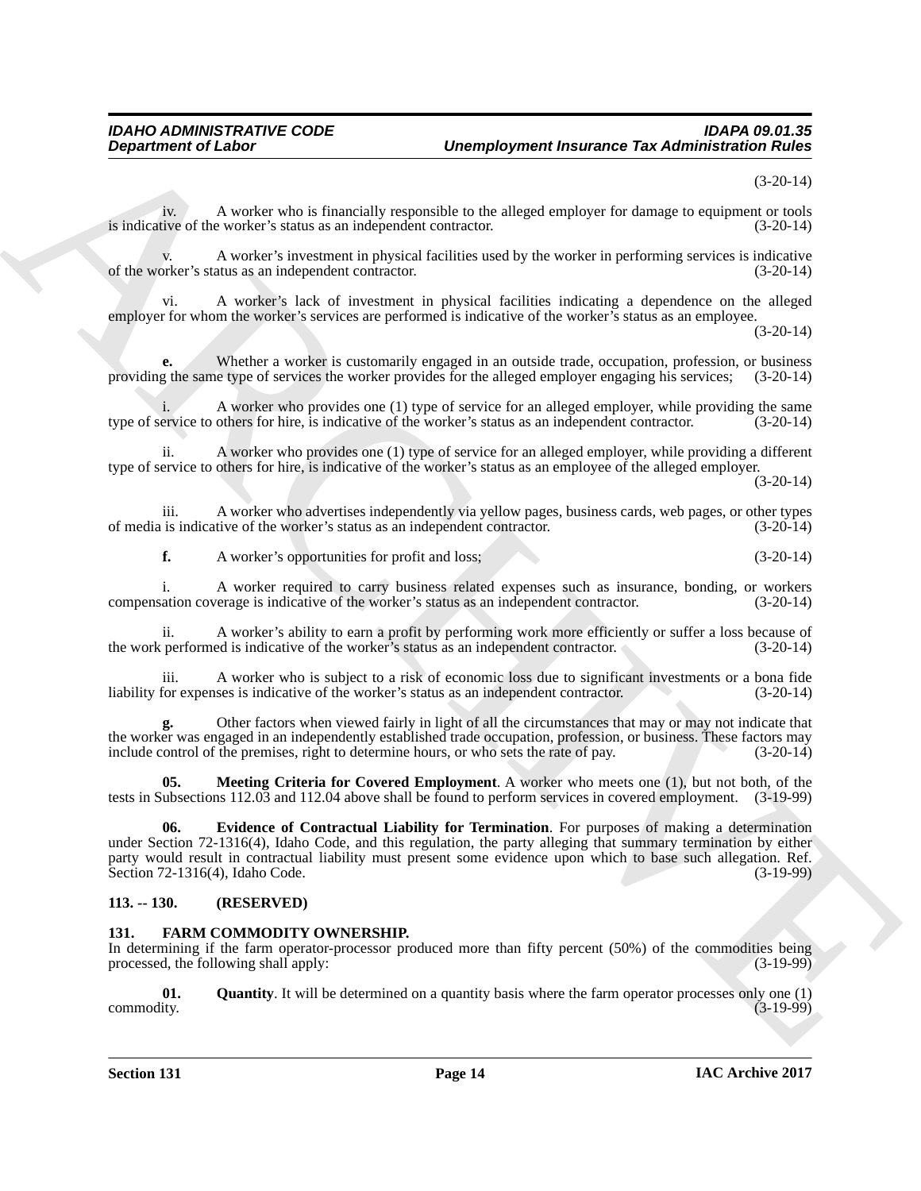(3-20-14)

iv. A worker who is financially responsible to the alleged employer for damage to equipment or tools is indicative of the worker's status as an independent contractor. (3-20-14)

v. A worker's investment in physical facilities used by the worker in performing services is indicative of the worker's status as an independent contractor. (3-20-14)

vi. A worker's lack of investment in physical facilities indicating a dependence on the alleged employer for whom the worker's services are performed is indicative of the worker's status as an employee. (3-20-14)

**e.** Whether a worker is customarily engaged in an outside trade, occupation, profession, or business providing the same type of services the worker provides for the alleged employer engaging his services; (3-20-14)

i. A worker who provides one (1) type of service for an alleged employer, while providing the same type of service to others for hire, is indicative of the worker's status as an independent contractor. (3-20-14)

ii. A worker who provides one (1) type of service for an alleged employer, while providing a different type of service to others for hire, is indicative of the worker's status as an employee of the alleged employer. (3-20-14)

iii. A worker who advertises independently via yellow pages, business cards, web pages, or other types of media is indicative of the worker's status as an independent contractor. (3-20-14)

**f.** A worker's opportunities for profit and loss; (3-20-14)

i. A worker required to carry business related expenses such as insurance, bonding, or workers compensation coverage is indicative of the worker's status as an independent contractor. (3-20-14)

ii. A worker's ability to earn a profit by performing work more efficiently or suffer a loss because of the work performed is indicative of the worker's status as an independent contractor. (3-20-14)

iii. A worker who is subject to a risk of economic loss due to significant investments or a bona fide liability for expenses is indicative of the worker's status as an independent contractor. (3-20-14)

**g.** Other factors when viewed fairly in light of all the circumstances that may or may not indicate that the worker was engaged in an independently established trade occupation, profession, or business. These factors may include control of the premises, right to determine hours, or who sets the rate of pay. (3-20-14)

**05. Meeting Criteria for Covered Employment**. A worker who meets one (1), but not both, of the tests in Subsections 112.03 and 112.04 above shall be found to perform services in covered employment. (3-19-99)

**06. Evidence of Contractual Liability for Termination**. For purposes of making a determination under Section 72-1316(4), Idaho Code, and this regulation, the party alleging that summary termination by either party would result in contractual liability must present some evidence upon which to base such allegation. Ref. Section 72-1316(4), Idaho Code. (3-19-99)

## 113. -- 130. (RESERVED)

## 131. FARM COMMODITY OWNERSHIP.

In determining if the farm operator-processor produced more than fifty percent (50%) of the commodities being processed, the following shall apply: (3-19-99)

**01. Quantity**. It will be determined on a quantity basis where the farm operator processes only one (1) commodity. (3-19-99)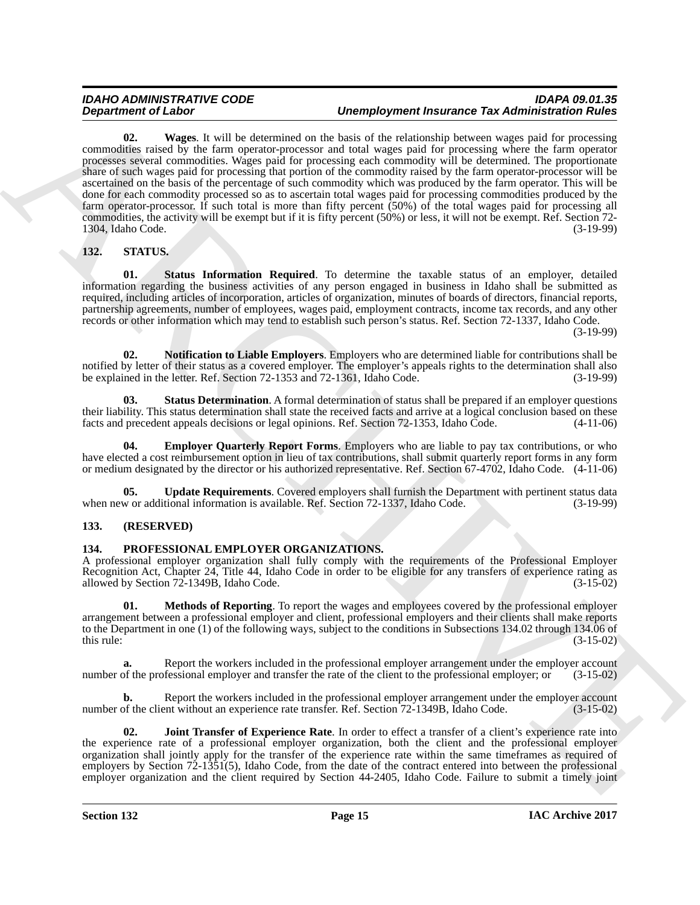**02. Wages**. It will be determined on the basis of the relationship between wages paid for processing commodities raised by the farm operator-processor and total wages paid for processing where the farm operator processes several commodities. Wages paid for processing each commodity will be determined. The proportionate share of such wages paid for processing that portion of the commodity raised by the farm operator-processor will be ascertained on the basis of the percentage of such commodity which was produced by the farm operator. This will be done for each commodity processed so as to ascertain total wages paid for processing commodities produced by the farm operator-processor. If such total is more than fifty percent (50%) of the total wages paid for processing all commodities, the activity will be exempt but if it is fifty percent (50%) or less, it will not be exempt. Ref. Section 72-1304, Idaho Code. (3-19-99)

## 132. STATUS.

**01. Status Information Required**. To determine the taxable status of an employer, detailed information regarding the business activities of any person engaged in business in Idaho shall be submitted as required, including articles of incorporation, articles of organization, minutes of boards of directors, financial reports, partnership agreements, number of employees, wages paid, employment contracts, income tax records, and any other records or other information which may tend to establish such person's status. Ref. Section 72-1337, Idaho Code. (3-19-99)

**02. Notification to Liable Employers**. Employers who are determined liable for contributions shall be notified by letter of their status as a covered employer. The employer's appeals rights to the determination shall also be explained in the letter. Ref. Section 72-1353 and 72-1361, Idaho Code. (3-19-99)

**03. Status Determination**. A formal determination of status shall be prepared if an employer questions their liability. This status determination shall state the received facts and arrive at a logical conclusion based on these facts and precedent appeals decisions or legal opinions. Ref. Section 72-1353, Idaho Code. (4-11-06)

**04. Employer Quarterly Report Forms**. Employers who are liable to pay tax contributions, or who have elected a cost reimbursement option in lieu of tax contributions, shall submit quarterly report forms in any form or medium designated by the director or his authorized representative. Ref. Section 67-4702, Idaho Code. (4-11-06)

**05. Update Requirements**. Covered employers shall furnish the Department with pertinent status data when new or additional information is available. Ref. Section 72-1337, Idaho Code. (3-19-99)

## 133. (RESERVED)

## 134. PROFESSIONAL EMPLOYER ORGANIZATIONS.

A professional employer organization shall fully comply with the requirements of the Professional Employer Recognition Act, Chapter 24, Title 44, Idaho Code in order to be eligible for any transfers of experience rating as allowed by Section 72-1349B, Idaho Code. (3-15-02)

**01. Methods of Reporting**. To report the wages and employees covered by the professional employer arrangement between a professional employer and client, professional employers and their clients shall make reports to the Department in one (1) of the following ways, subject to the conditions in Subsections 134.02 through 134.06 of this rule: (3-15-02)

**a.** Report the workers included in the professional employer arrangement under the employer account number of the professional employer and transfer the rate of the client to the professional employer; or (3-15-02)

**b.** Report the workers included in the professional employer arrangement under the employer account number of the client without an experience rate transfer. Ref. Section 72-1349B, Idaho Code. (3-15-02)

**02. Joint Transfer of Experience Rate**. In order to effect a transfer of a client's experience rate into the experience rate of a professional employer organization, both the client and the professional employer organization shall jointly apply for the transfer of the experience rate within the same timeframes as required of employers by Section 72-1351(5), Idaho Code, from the date of the contract entered into between the professional employer organization and the client required by Section 44-2405, Idaho Code. Failure to submit a timely joint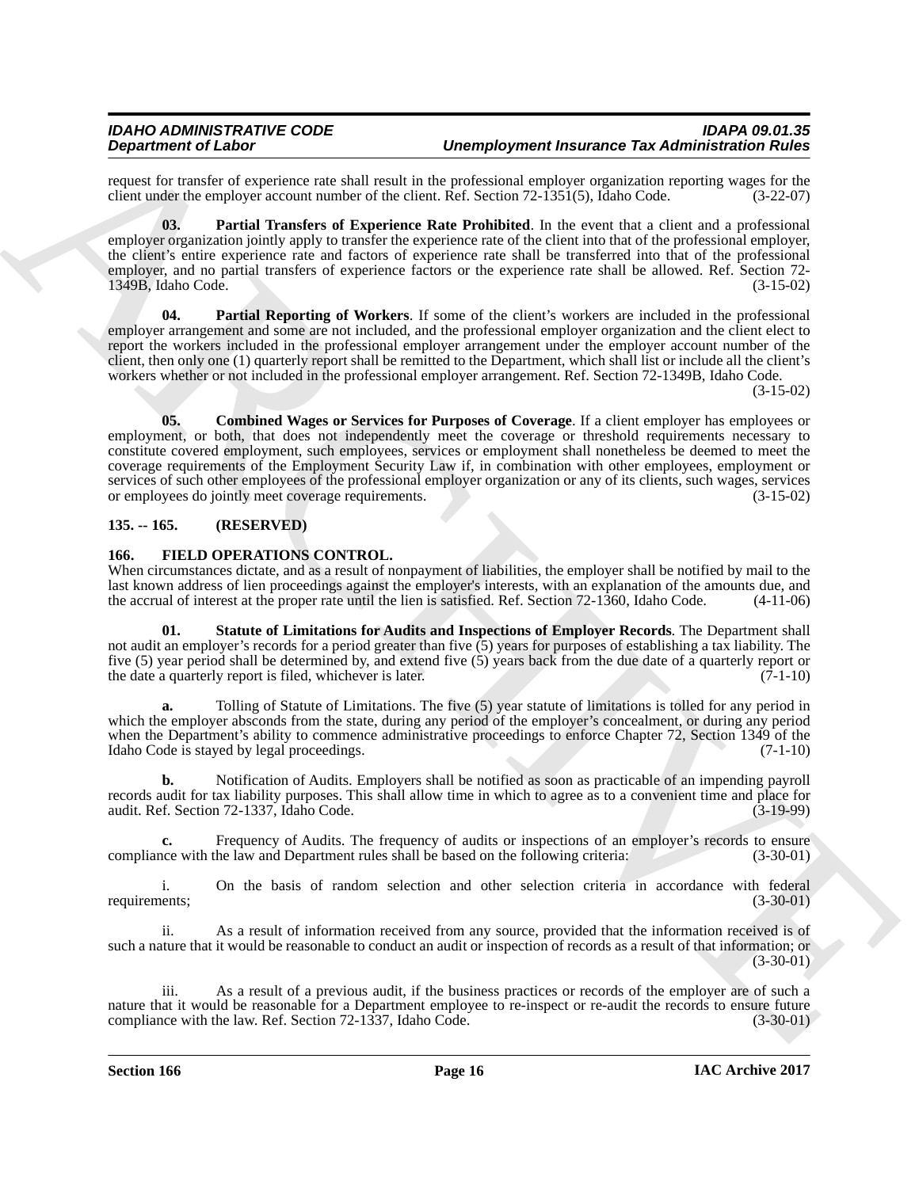request for transfer of experience rate shall result in the professional employer organization reporting wages for the client under the employer account number of the client. Ref. Section 72-1351(5), Idaho Code. (3-22-07)

**03. Partial Transfers of Experience Rate Prohibited**. In the event that a client and a professional employer organization jointly apply to transfer the experience rate of the client into that of the professional employer, the client's entire experience rate and factors of experience rate shall be transferred into that of the professional employer, and no partial transfers of experience factors or the experience rate shall be allowed. Ref. Section 72-1349B, Idaho Code. (3-15-02)

**04. Partial Reporting of Workers**. If some of the client's workers are included in the professional employer arrangement and some are not included, and the professional employer organization and the client elect to report the workers included in the professional employer arrangement under the employer account number of the client, then only one (1) quarterly report shall be remitted to the Department, which shall list or include all the client's workers whether or not included in the professional employer arrangement. Ref. Section 72-1349B, Idaho Code. (3-15-02)

**05. Combined Wages or Services for Purposes of Coverage**. If a client employer has employees or employment, or both, that does not independently meet the coverage or threshold requirements necessary to constitute covered employment, such employees, services or employment shall nonetheless be deemed to meet the coverage requirements of the Employment Security Law if, in combination with other employees, employment or services of such other employees of the professional employer organization or any of its clients, such wages, services or employees do jointly meet coverage requirements. (3-15-02)

## 135. -- 165. (RESERVED)

## 166. FIELD OPERATIONS CONTROL.

When circumstances dictate, and as a result of nonpayment of liabilities, the employer shall be notified by mail to the last known address of lien proceedings against the employer's interests, with an explanation of the amounts due, and the accrual of interest at the proper rate until the lien is satisfied. Ref. Section 72-1360, Idaho Code. (4-11-06)

**01. Statute of Limitations for Audits and Inspections of Employer Records**. The Department shall not audit an employer's records for a period greater than five (5) years for purposes of establishing a tax liability. The five (5) year period shall be determined by, and extend five (5) years back from the due date of a quarterly report or the date a quarterly report is filed, whichever is later. (7-1-10)

**a.** Tolling of Statute of Limitations. The five (5) year statute of limitations is tolled for any period in which the employer absconds from the state, during any period of the employer's concealment, or during any period when the Department's ability to commence administrative proceedings to enforce Chapter 72, Section 1349 of the Idaho Code is stayed by legal proceedings. (7-1-10)

**b.** Notification of Audits. Employers shall be notified as soon as practicable of an impending payroll records audit for tax liability purposes. This shall allow time in which to agree as to a convenient time and place for audit. Ref. Section 72-1337, Idaho Code. (3-19-99)

**c.** Frequency of Audits. The frequency of audits or inspections of an employer's records to ensure compliance with the law and Department rules shall be based on the following criteria: (3-30-01)

i. On the basis of random selection and other selection criteria in accordance with federal requirements; (3-30-01)

ii. As a result of information received from any source, provided that the information received is of such a nature that it would be reasonable to conduct an audit or inspection of records as a result of that information; or (3-30-01)

iii. As a result of a previous audit, if the business practices or records of the employer are of such a nature that it would be reasonable for a Department employee to re-inspect or re-audit the records to ensure future compliance with the law. Ref. Section 72-1337, Idaho Code. (3-30-01)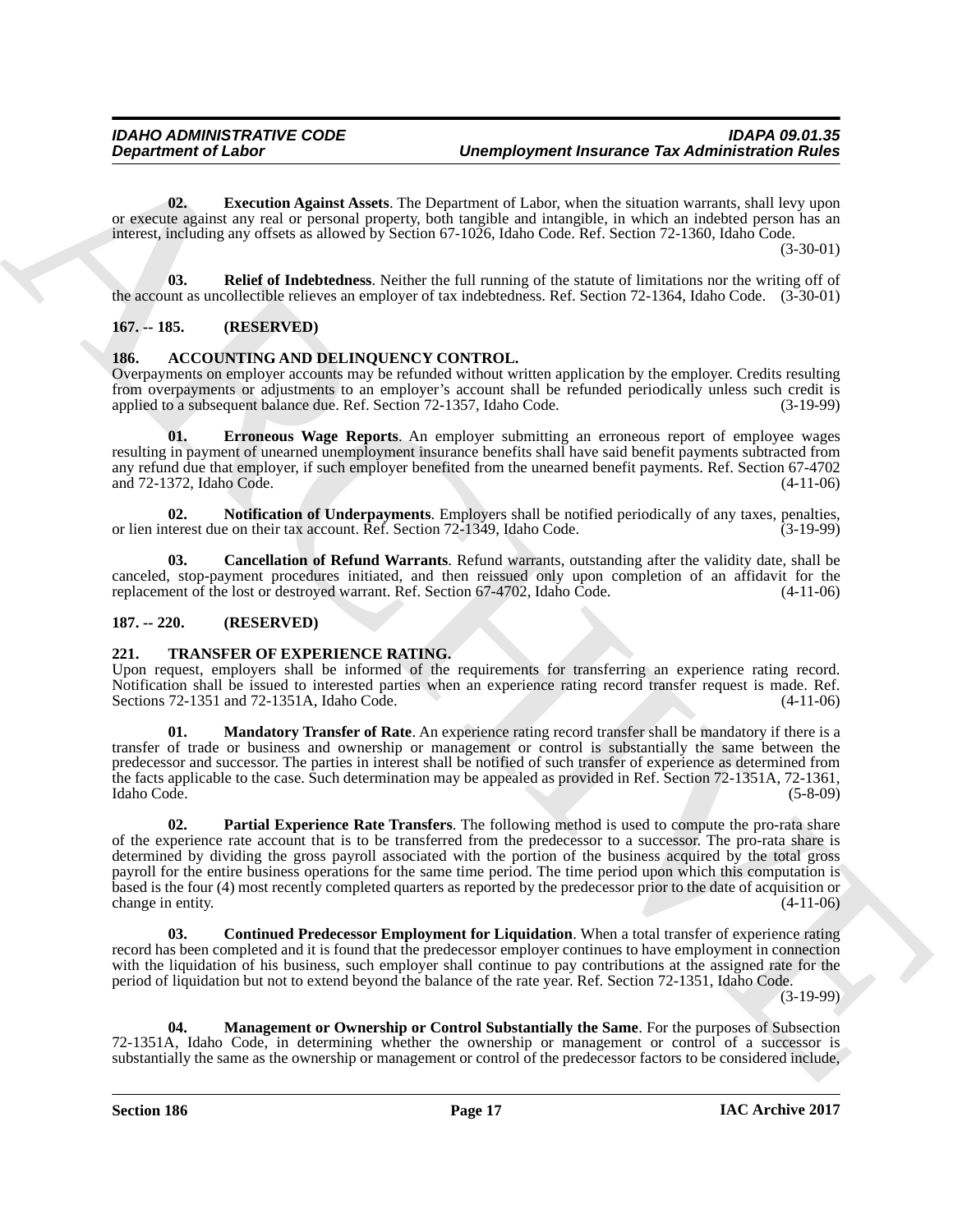**02. Execution Against Assets**. The Department of Labor, when the situation warrants, shall levy upon or execute against any real or personal property, both tangible and intangible, in which an indebted person has an interest, including any offsets as allowed by Section 67-1026, Idaho Code. Ref. Section 72-1360, Idaho Code. (3-30-01)

**03. Relief of Indebtedness**. Neither the full running of the statute of limitations nor the writing off of the account as uncollectible relieves an employer of tax indebtedness. Ref. Section 72-1364, Idaho Code. (3-30-01)

## 167. -- 185. (RESERVED)

## 186. ACCOUNTING AND DELINQUENCY CONTROL.

Overpayments on employer accounts may be refunded without written application by the employer. Credits resulting from overpayments or adjustments to an employer's account shall be refunded periodically unless such credit is applied to a subsequent balance due. Ref. Section 72-1357, Idaho Code. (3-19-99)

**01. Erroneous Wage Reports**. An employer submitting an erroneous report of employee wages resulting in payment of unearned unemployment insurance benefits shall have said benefit payments subtracted from any refund due that employer, if such employer benefited from the unearned benefit payments. Ref. Section 67-4702 and 72-1372, Idaho Code. (4-11-06)

**02. Notification of Underpayments**. Employers shall be notified periodically of any taxes, penalties, or lien interest due on their tax account. Ref. Section 72-1349, Idaho Code. (3-19-99)

**03. Cancellation of Refund Warrants**. Refund warrants, outstanding after the validity date, shall be canceled, stop-payment procedures initiated, and then reissued only upon completion of an affidavit for the replacement of the lost or destroyed warrant. Ref. Section 67-4702, Idaho Code. (4-11-06)

## 187. -- 220. (RESERVED)

## 221. TRANSFER OF EXPERIENCE RATING.

Upon request, employers shall be informed of the requirements for transferring an experience rating record. Notification shall be issued to interested parties when an experience rating record transfer request is made. Ref. Sections 72-1351 and 72-1351A, Idaho Code. (4-11-06)

**01. Mandatory Transfer of Rate**. An experience rating record transfer shall be mandatory if there is a transfer of trade or business and ownership or management or control is substantially the same between the predecessor and successor. The parties in interest shall be notified of such transfer of experience as determined from the facts applicable to the case. Such determination may be appealed as provided in Ref. Section 72-1351A, 72-1361, Idaho Code. (5-8-09)

**02. Partial Experience Rate Transfers**. The following method is used to compute the pro-rata share of the experience rate account that is to be transferred from the predecessor to a successor. The pro-rata share is determined by dividing the gross payroll associated with the portion of the business acquired by the total gross payroll for the entire business operations for the same time period. The time period upon which this computation is based is the four (4) most recently completed quarters as reported by the predecessor prior to the date of acquisition or change in entity. (4-11-06)

**03. Continued Predecessor Employment for Liquidation**. When a total transfer of experience rating record has been completed and it is found that the predecessor employer continues to have employment in connection with the liquidation of his business, such employer shall continue to pay contributions at the assigned rate for the period of liquidation but not to extend beyond the balance of the rate year. Ref. Section 72-1351, Idaho Code. (3-19-99)

**04. Management or Ownership or Control Substantially the Same**. For the purposes of Subsection 72-1351A, Idaho Code, in determining whether the ownership or management or control of a successor is substantially the same as the ownership or management or control of the predecessor factors to be considered include,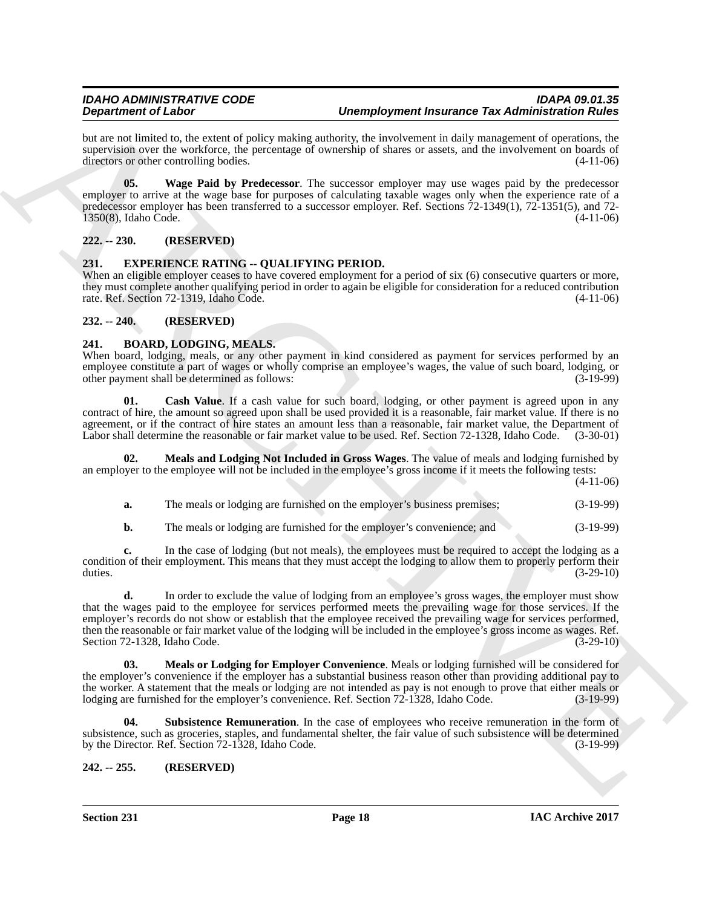but are not limited to, the extent of policy making authority, the involvement in daily management of operations, the supervision over the workforce, the percentage of ownership of shares or assets, and the involvement on boards of directors or other controlling bodies. (4-11-06)

**05. Wage Paid by Predecessor**. The successor employer may use wages paid by the predecessor employer to arrive at the wage base for purposes of calculating taxable wages only when the experience rate of a predecessor employer has been transferred to a successor employer. Ref. Sections 72-1349(1), 72-1351(5), and 72-1350(8), Idaho Code. (4-11-06)

## 222. -- 230. (RESERVED)

## 231. EXPERIENCE RATING -- QUALIFYING PERIOD.

When an eligible employer ceases to have covered employment for a period of six (6) consecutive quarters or more, they must complete another qualifying period in order to again be eligible for consideration for a reduced contribution rate. Ref. Section 72-1319, Idaho Code. (4-11-06)

## 232. -- 240. (RESERVED)

## 241. BOARD, LODGING, MEALS.

When board, lodging, meals, or any other payment in kind considered as payment for services performed by an employee constitute a part of wages or wholly comprise an employee's wages, the value of such board, lodging, or other payment shall be determined as follows: (3-19-99)

**01. Cash Value**. If a cash value for such board, lodging, or other payment is agreed upon in any contract of hire, the amount so agreed upon shall be used provided it is a reasonable, fair market value. If there is no agreement, or if the contract of hire states an amount less than a reasonable, fair market value, the Department of Labor shall determine the reasonable or fair market value to be used. Ref. Section 72-1328, Idaho Code. (3-30-01)

**02. Meals and Lodging Not Included in Gross Wages**. The value of meals and lodging furnished by an employer to the employee will not be included in the employee's gross income if it meets the following tests: (4-11-06)

**a.** The meals or lodging are furnished on the employer's business premises; (3-19-99)

**b.** The meals or lodging are furnished for the employer's convenience; and (3-19-99)

**c.** In the case of lodging (but not meals), the employees must be required to accept the lodging as a condition of their employment. This means that they must accept the lodging to allow them to properly perform their duties. (3-29-10)

**d.** In order to exclude the value of lodging from an employee's gross wages, the employer must show that the wages paid to the employee for services performed meets the prevailing wage for those services. If the employer's records do not show or establish that the employee received the prevailing wage for services performed, then the reasonable or fair market value of the lodging will be included in the employee's gross income as wages. Ref. Section 72-1328, Idaho Code. (3-29-10)

**03. Meals or Lodging for Employer Convenience**. Meals or lodging furnished will be considered for the employer's convenience if the employer has a substantial business reason other than providing additional pay to the worker. A statement that the meals or lodging are not intended as pay is not enough to prove that either meals or lodging are furnished for the employer's convenience. Ref. Section 72-1328, Idaho Code. (3-19-99)

**04. Subsistence Remuneration**. In the case of employees who receive remuneration in the form of subsistence, such as groceries, staples, and fundamental shelter, the fair value of such subsistence will be determined by the Director. Ref. Section 72-1328, Idaho Code. (3-19-99)

## 242. -- 255. (RESERVED)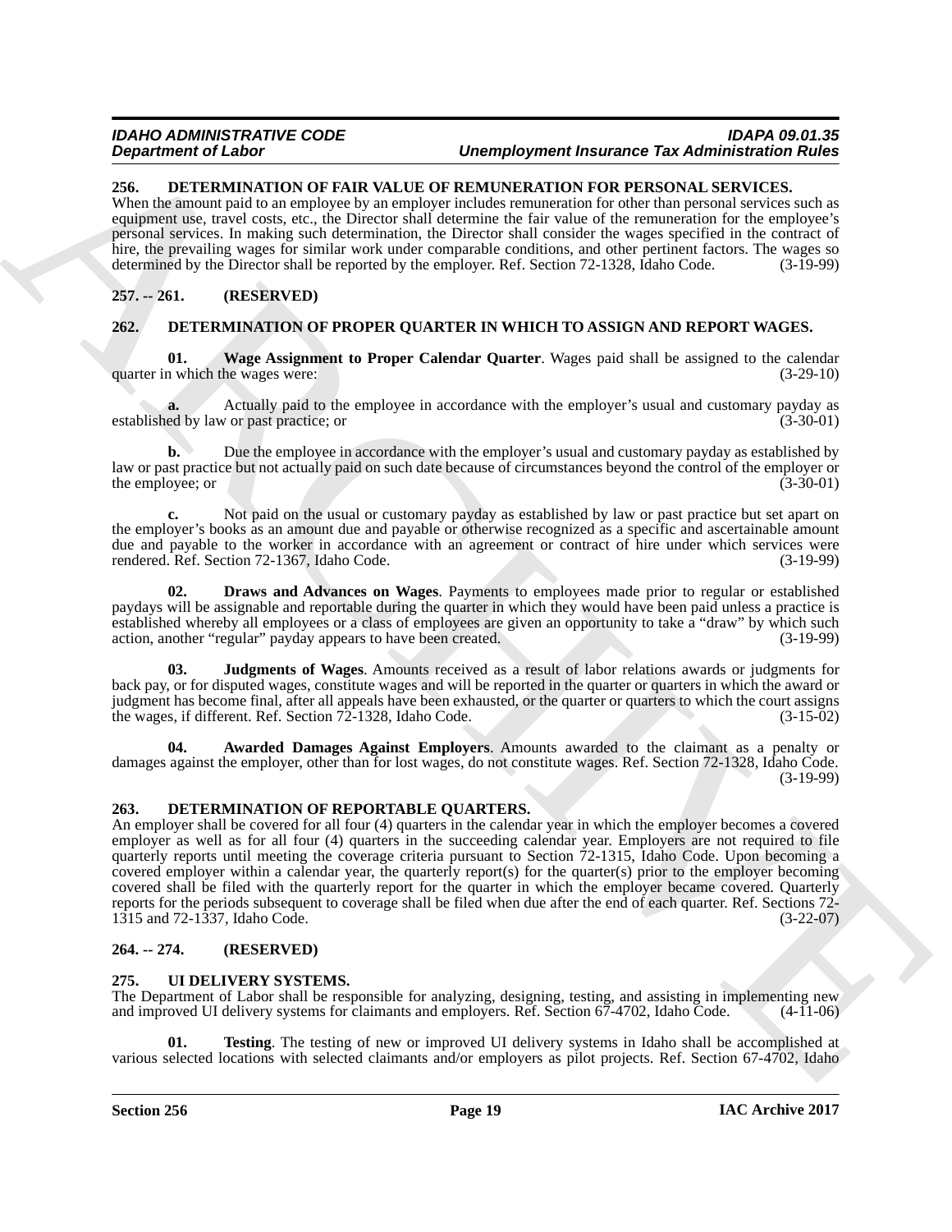### 256. DETERMINATION OF FAIR VALUE OF REMUNERATION FOR PERSONAL SERVICES.

When the amount paid to an employee by an employer includes remuneration for other than personal services such as equipment use, travel costs, etc., the Director shall determine the fair value of the remuneration for the employee's personal services. In making such determination, the Director shall consider the wages specified in the contract of hire, the prevailing wages for similar work under comparable conditions, and other pertinent factors. The wages so determined by the Director shall be reported by the employer. Ref. Section 72-1328, Idaho Code. (3-19-99)

### 257. -- 261. (RESERVED)

### 262. DETERMINATION OF PROPER QUARTER IN WHICH TO ASSIGN AND REPORT WAGES.

**01. Wage Assignment to Proper Calendar Quarter**. Wages paid shall be assigned to the calendar quarter in which the wages were: (3-29-10)

**a.** Actually paid to the employee in accordance with the employer's usual and customary payday as established by law or past practice; or (3-30-01)

**b.** Due the employee in accordance with the employer's usual and customary payday as established by law or past practice but not actually paid on such date because of circumstances beyond the control of the employer or the employee; or (3-30-01)

**c.** Not paid on the usual or customary payday as established by law or past practice but set apart on the employer's books as an amount due and payable or otherwise recognized as a specific and ascertainable amount due and payable to the worker in accordance with an agreement or contract of hire under which services were rendered. Ref. Section 72-1367, Idaho Code. (3-19-99)

**02. Draws and Advances on Wages**. Payments to employees made prior to regular or established paydays will be assignable and reportable during the quarter in which they would have been paid unless a practice is established whereby all employees or a class of employees are given an opportunity to take a "draw" by which such action, another "regular" payday appears to have been created. (3-19-99)

**03. Judgments of Wages**. Amounts received as a result of labor relations awards or judgments for back pay, or for disputed wages, constitute wages and will be reported in the quarter or quarters in which the award or judgment has become final, after all appeals have been exhausted, or the quarter or quarters to which the court assigns the wages, if different. Ref. Section 72-1328, Idaho Code. (3-15-02)

**04. Awarded Damages Against Employers**. Amounts awarded to the claimant as a penalty or damages against the employer, other than for lost wages, do not constitute wages. Ref. Section 72-1328, Idaho Code. (3-19-99)

### 263. DETERMINATION OF REPORTABLE QUARTERS.

An employer shall be covered for all four (4) quarters in the calendar year in which the employer becomes a covered employer as well as for all four (4) quarters in the succeeding calendar year. Employers are not required to file quarterly reports until meeting the coverage criteria pursuant to Section 72-1315, Idaho Code. Upon becoming a covered employer within a calendar year, the quarterly report(s) for the quarter(s) prior to the employer becoming covered shall be filed with the quarterly report for the quarter in which the employer became covered. Quarterly reports for the periods subsequent to coverage shall be filed when due after the end of each quarter. Ref. Sections 72-1315 and 72-1337, Idaho Code. (3-22-07)

### 264. -- 274. (RESERVED)

### 275. UI DELIVERY SYSTEMS.

The Department of Labor shall be responsible for analyzing, designing, testing, and assisting in implementing new and improved UI delivery systems for claimants and employers. Ref. Section 67-4702, Idaho Code. (4-11-06)

**01. Testing**. The testing of new or improved UI delivery systems in Idaho shall be accomplished at various selected locations with selected claimants and/or employers as pilot projects. Ref. Section 67-4702, Idaho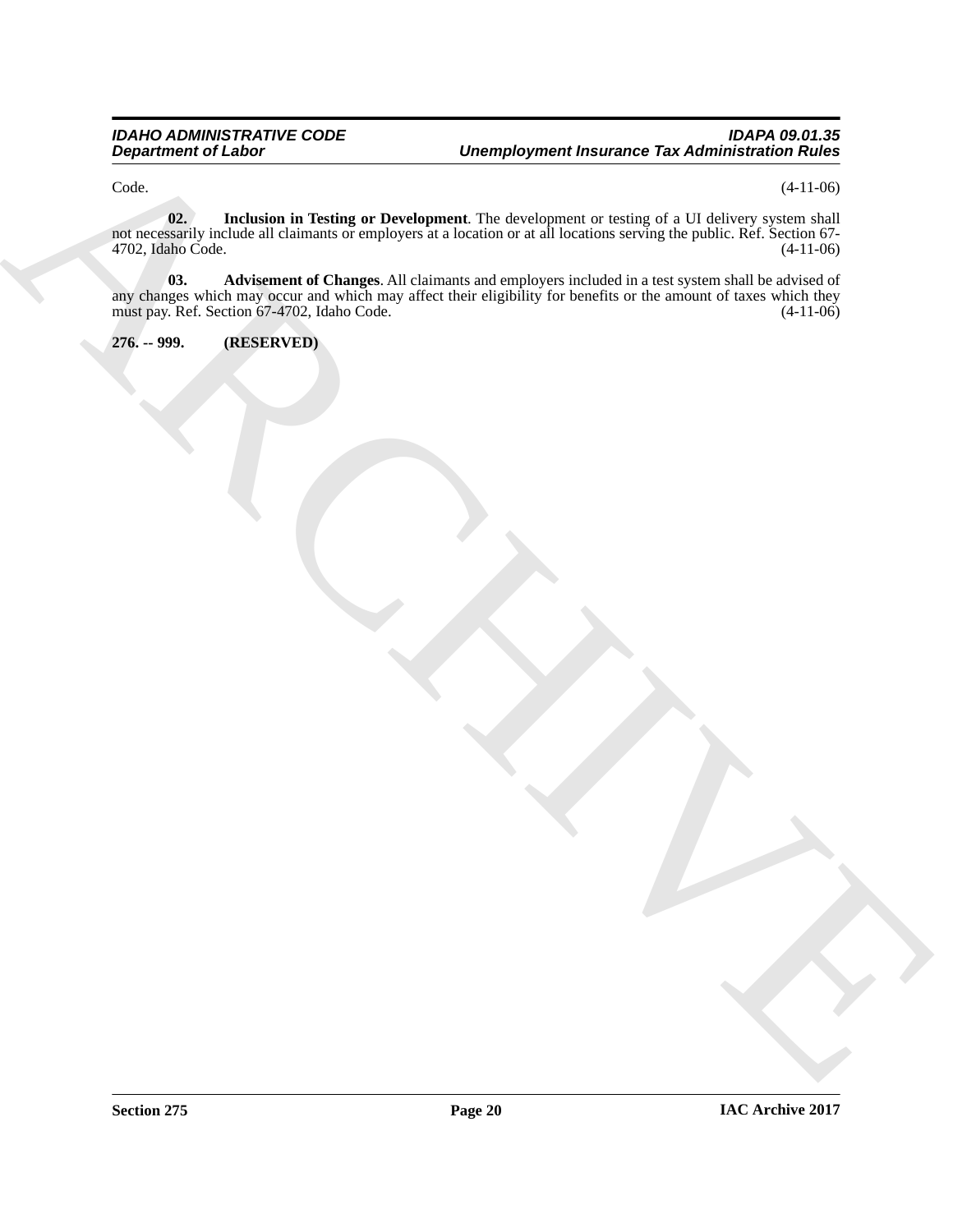Code. (4-11-06)

**02. Inclusion in Testing or Development**. The development or testing of a UI delivery system shall not necessarily include all claimants or employers at a location or at all locations serving the public. Ref. Section 67-4702, Idaho Code. (4-11-06)

**03. Advisement of Changes**. All claimants and employers included in a test system shall be advised of any changes which may occur and which may affect their eligibility for benefits or the amount of taxes which they must pay. Ref. Section 67-4702, Idaho Code. (4-11-06)

**276. -- 999. (RESERVED)**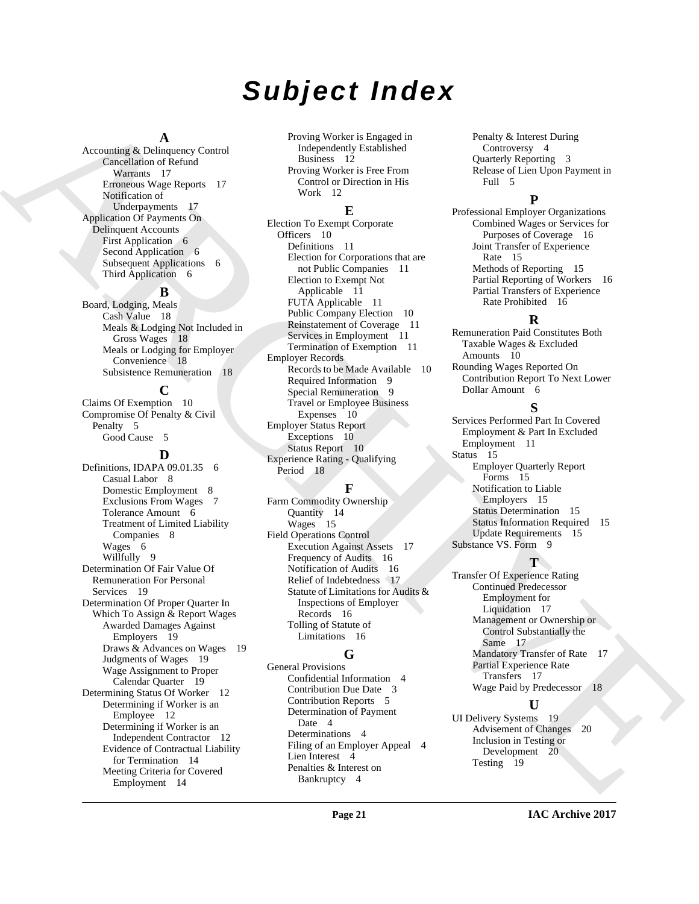# Subject Index

**A**

Accounting & Delinquency Control
- Cancellation of Refund Warrants 17
- Erroneous Wage Reports 17
- Notification of Underpayments 17

Application Of Payments On Delinquent Accounts
- First Application 6
- Second Application 6
- Subsequent Applications 6
- Third Application 6

**B**

Board, Lodging, Meals
- Cash Value 18
- Meals & Lodging Not Included in Gross Wages 18
- Meals or Lodging for Employer Convenience 18
- Subsistence Remuneration 18

**C**

Claims Of Exemption 10

Compromise Of Penalty & Civil Penalty 5
- Good Cause 5

**D**

Definitions, IDAPA 09.01.35 6
- Casual Labor 8
- Domestic Employment 8
- Exclusions From Wages 7
- Tolerance Amount 6
- Treatment of Limited Liability Companies 8
- Wages 6
- Willfully 9

Determination Of Fair Value Of Remuneration For Personal Services 19

Determination Of Proper Quarter In Which To Assign & Report Wages
- Awarded Damages Against Employers 19
- Draws & Advances on Wages 19
- Judgments of Wages 19
- Wage Assignment to Proper Calendar Quarter 19

Determining Status Of Worker 12
- Determining if Worker is an Employee 12
- Determining if Worker is an Independent Contractor 12
- Evidence of Contractual Liability for Termination 14
- Meeting Criteria for Covered Employment 14
- Proving Worker is Engaged in Independently Established Business 12
- Proving Worker is Free From Control or Direction in His Work 12

**E**

Election To Exempt Corporate Officers 10
- Definitions 11
- Election for Corporations that are not Public Companies 11
- Election to Exempt Not Applicable 11
- FUTA Applicable 11
- Public Company Election 10
- Reinstatement of Coverage 11
- Services in Employment 11
- Termination of Exemption 11

Employer Records
- Records to be Made Available 10
- Required Information 9
- Special Remuneration 9
- Travel or Employee Business Expenses 10

Employer Status Report
- Exceptions 10
- Status Report 10

Experience Rating - Qualifying Period 18

**F**

Farm Commodity Ownership
- Quantity 14
- Wages 15

Field Operations Control
- Execution Against Assets 17
- Frequency of Audits 16
- Notification of Audits 16
- Relief of Indebtedness 17
- Statute of Limitations for Audits & Inspections of Employer Records 16
- Tolling of Statute of Limitations 16

**G**

General Provisions
- Confidential Information 4
- Contribution Due Date 3
- Contribution Reports 5
- Determination of Payment Date 4
- Determinations 4
- Filing of an Employer Appeal 4
- Lien Interest 4
- Penalties & Interest on Bankruptcy 4
- Penalty & Interest During Controversy 4
- Quarterly Reporting 3
- Release of Lien Upon Payment in Full 5

**P**

Professional Employer Organizations
- Combined Wages or Services for Purposes of Coverage 16
- Joint Transfer of Experience Rate 15
- Methods of Reporting 15
- Partial Reporting of Workers 16
- Partial Transfers of Experience Rate Prohibited 16

**R**

Remuneration Paid Constitutes Both Taxable Wages & Excluded Amounts 10

Rounding Wages Reported On Contribution Report To Next Lower Dollar Amount 6

**S**

Services Performed Part In Covered Employment & Part In Excluded Employment 11

Status 15
- Employer Quarterly Report Forms 15
- Notification to Liable Employers 15
- Status Determination 15
- Status Information Required 15
- Update Requirements 15

Substance VS. Form 9

**T**

Transfer Of Experience Rating
- Continued Predecessor Employment for Liquidation 17
- Management or Ownership or Control Substantially the Same 17
- Mandatory Transfer of Rate 17
- Partial Experience Rate Transfers 17
- Wage Paid by Predecessor 18

**U**

UI Delivery Systems 19
- Advisement of Changes 20
- Inclusion in Testing or Development 20
- Testing 19